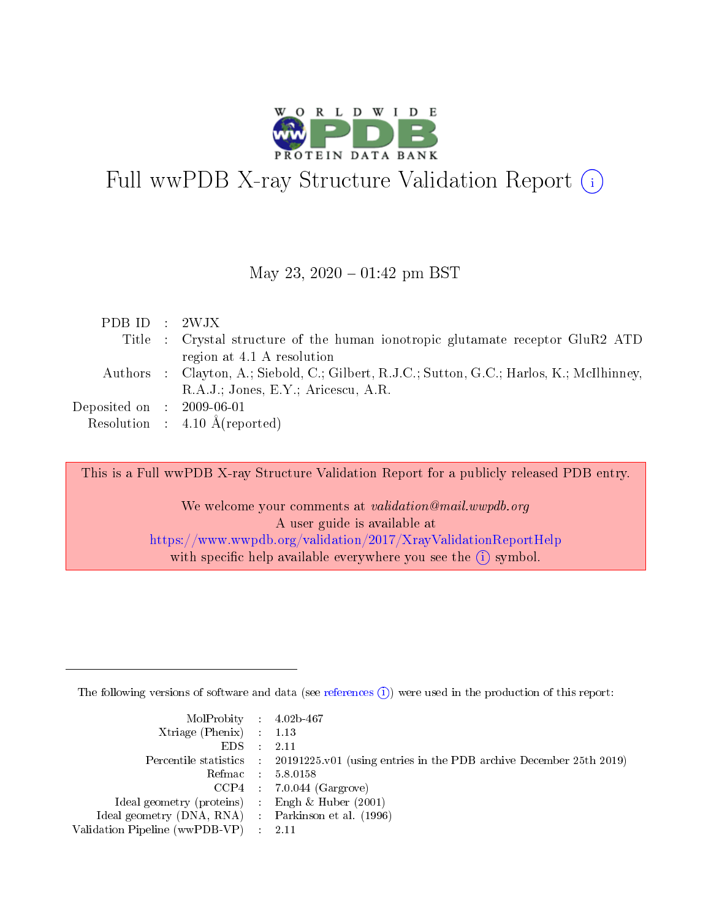# Full wwPDB X-ray Structure Validation Report (i)

May 23, 2020 – 01:42 pm BST

| | | |
|---|---|---|
| PDB ID | : | 2WJX |
| Title | : | Crystal structure of the human ionotropic glutamate receptor GluR2 ATD region at 4.1 A resolution |
| Authors | : | Clayton, A.; Siebold, C.; Gilbert, R.J.C.; Sutton, G.C.; Harlos, K.; McIlhinney, R.A.J.; Jones, E.Y.; Aricescu, A.R. |
| Deposited on | : | 2009-06-01 |
| Resolution | : | 4.10 Å(reported) |

This is a Full wwPDB X-ray Structure Validation Report for a publicly released PDB entry.

We welcome your comments at *validation@mail.wwpdb.org*
A user guide is available at
https://www.wwpdb.org/validation/2017/XrayValidationReportHelp
with specific help available everywhere you see the (i) symbol.

The following versions of software and data (see references (i)) were used in the production of this report:

| | | |
|---|---|---|
| MolProbity | : | 4.02b-467 |
| Xtriage (Phenix) | : | 1.13 |
| EDS | : | 2.11 |
| Percentile statistics | : | 20191225.v01 (using entries in the PDB archive December 25th 2019) |
| Refmac | : | 5.8.0158 |
| CCP4 | : | 7.0.044 (Gargrove) |
| Ideal geometry (proteins) | : | Engh & Huber (2001) |
| Ideal geometry (DNA, RNA) | : | Parkinson et al. (1996) |
| Validation Pipeline (wwPDB-VP) | : | 2.11 |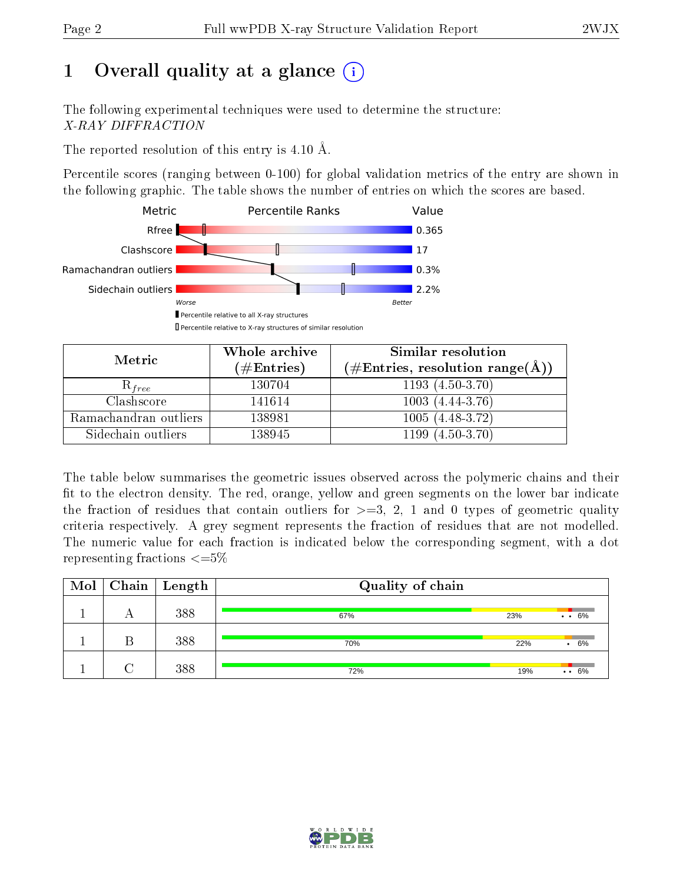# 1 Overall quality at a glance (i)

The following experimental techniques were used to determine the structure:
*X-RAY DIFFRACTION*

The reported resolution of this entry is 4.10 Å.

Percentile scores (ranging between 0-100) for global validation metrics of the entry are shown in the following graphic. The table shows the number of entries on which the scores are based.

| Metric | Value |
|---|---|
| Rfree | 0.365 |
| Clashscore | 17 |
| Ramachandran outliers | 0.3% |
| Sidechain outliers | 2.2% |

Worse — Better

▮ Percentile relative to all X-ray structures
▯ Percentile relative to X-ray structures of similar resolution

| Metric | Whole archive (#Entries) | Similar resolution (#Entries, resolution range(Å)) |
|---|---|---|
| $R_{free}$ | 130704 | 1193 (4.50-3.70) |
| Clashscore | 141614 | 1003 (4.44-3.76) |
| Ramachandran outliers | 138981 | 1005 (4.48-3.72) |
| Sidechain outliers | 138945 | 1199 (4.50-3.70) |

The table below summarises the geometric issues observed across the polymeric chains and their fit to the electron density. The red, orange, yellow and green segments on the lower bar indicate the fraction of residues that contain outliers for >=3, 2, 1 and 0 types of geometric quality criteria respectively. A grey segment represents the fraction of residues that are not modelled. The numeric value for each fraction is indicated below the corresponding segment, with a dot representing fractions <=5%

| Mol | Chain | Length | Quality of chain |
|---|---|---|---|
| 1 | A | 388 | 67% · 23% · • • · 6% |
| 1 | B | 388 | 70% · 22% · • · 6% |
| 1 | C | 388 | 72% · 19% · • • · 6% |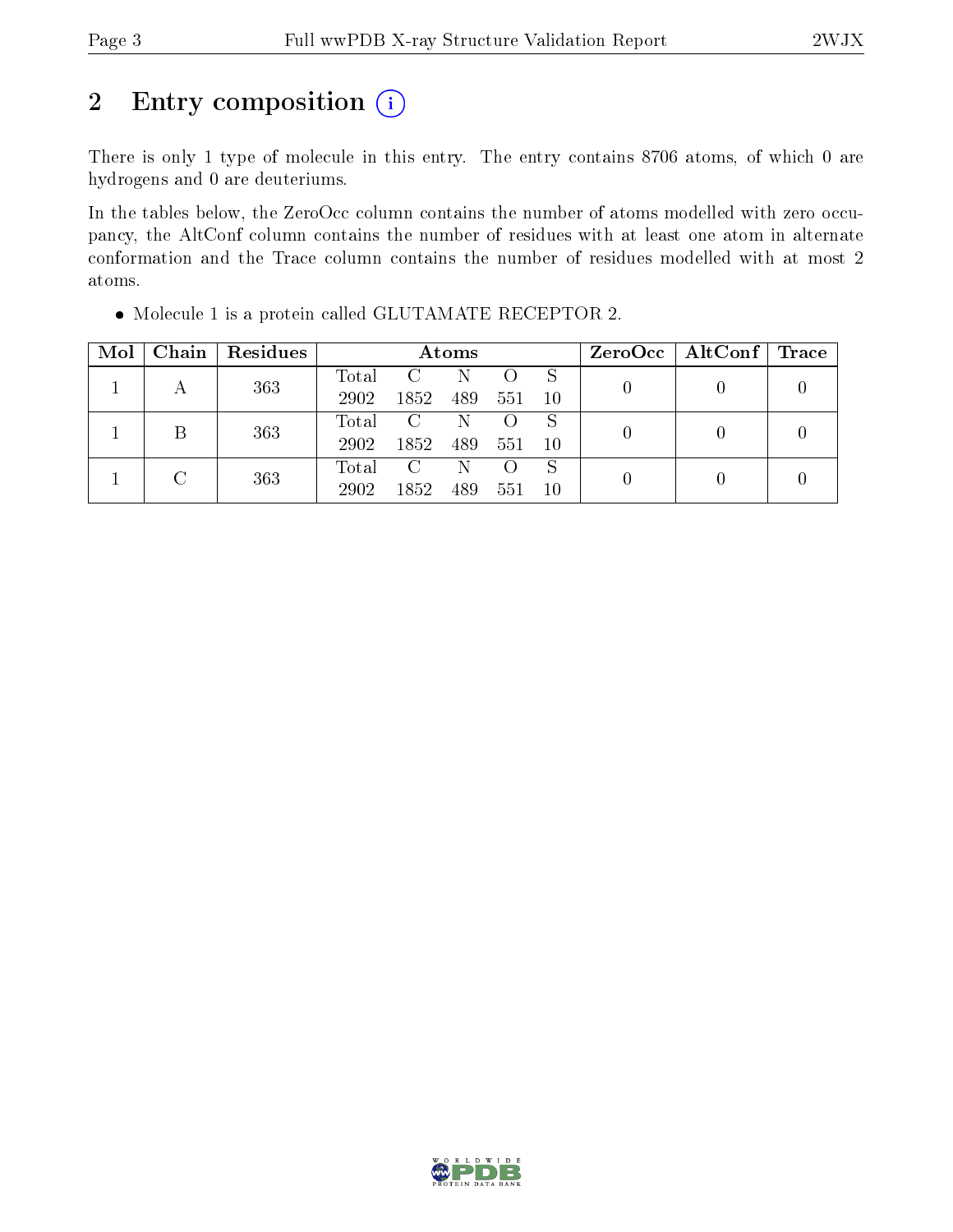## 2 Entry composition (i)

There is only 1 type of molecule in this entry. The entry contains 8706 atoms, of which 0 are hydrogens and 0 are deuteriums.

In the tables below, the ZeroOcc column contains the number of atoms modelled with zero occupancy, the AltConf column contains the number of residues with at least one atom in alternate conformation and the Trace column contains the number of residues modelled with at most 2 atoms.

- Molecule 1 is a protein called GLUTAMATE RECEPTOR 2.

| Mol | Chain | Residues | Atoms | | | | | ZeroOcc | AltConf | Trace |
|---|---|---|---|---|---|---|---|---|---|---|
| 1 | A | 363 | Total<br>2902 | C<br>1852 | N<br>489 | O<br>551 | S<br>10 | 0 | 0 | 0 |
| 1 | B | 363 | Total<br>2902 | C<br>1852 | N<br>489 | O<br>551 | S<br>10 | 0 | 0 | 0 |
| 1 | C | 363 | Total<br>2902 | C<br>1852 | N<br>489 | O<br>551 | S<br>10 | 0 | 0 | 0 |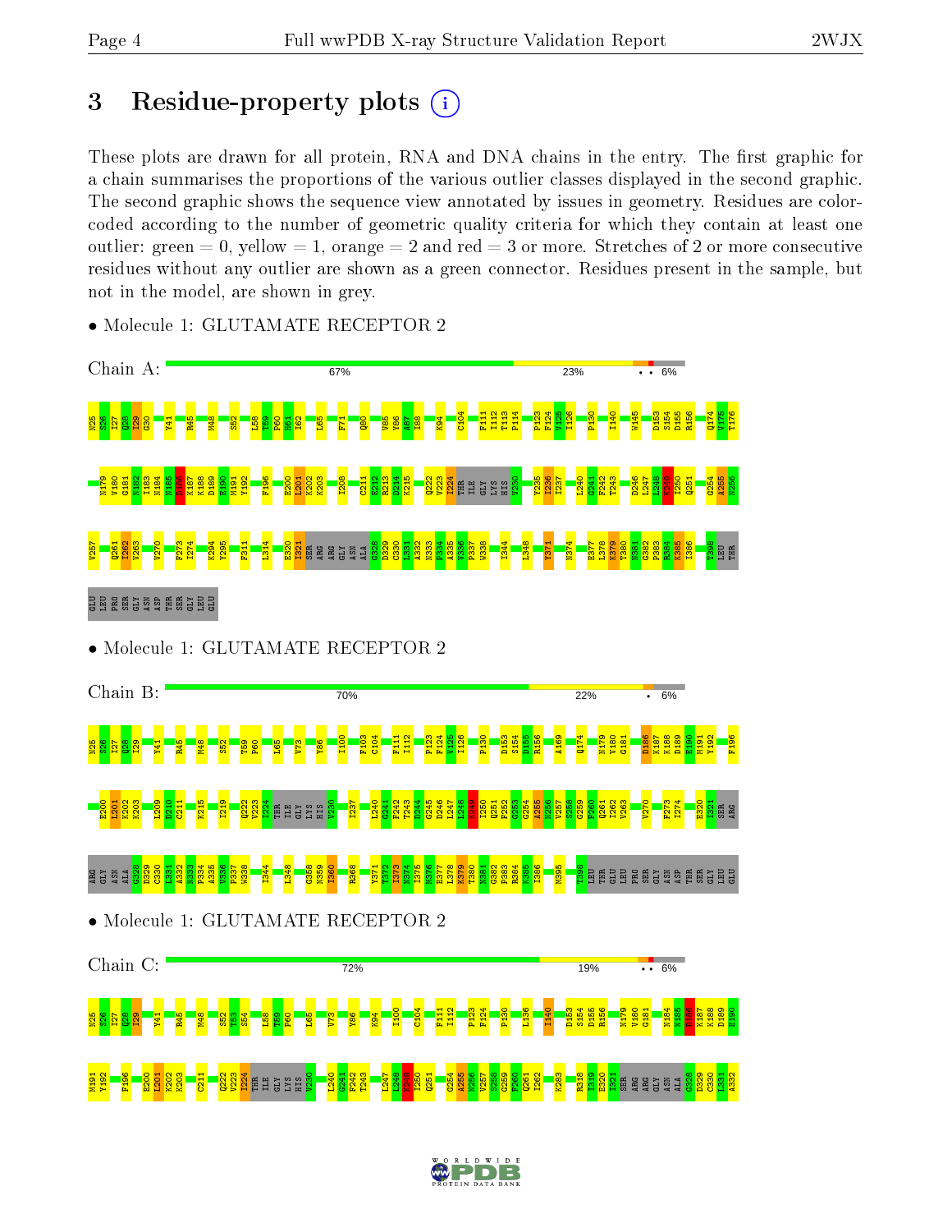# 3 Residue-property plots

These plots are drawn for all protein, RNA and DNA chains in the entry. The first graphic for a chain summarises the proportions of the various outlier classes displayed in the second graphic. The second graphic shows the sequence view annotated by issues in geometry. Residues are color-coded according to the number of geometric quality criteria for which they contain at least one outlier: green = 0, yellow = 1, orange = 2 and red = 3 or more. Stretches of 2 or more consecutive residues without any outlier are shown as a green connector. Residues present in the sample, but not in the model, are shown in grey.

- Molecule 1: GLUTAMATE RECEPTOR 2

Chain A: 67% | 23% | • • | 6%

N25 S26 I27 Q28 I29 G30 Y41 R45 M48 S52 L58 T59 P60 H61 I62 L65 F71 Q80 V85 Y86 A87 I88 K94 C104 F111 I112 T113 P114 P123 F124 V125 I126 P130 I140 W145 D153 S154 D155 R156 Q174 V175 T176

N179 V180 G181 N182 I183 N184 N185 D186 K187 K188 D189 E190 M191 Y192 F196 E200 L201 K202 K203 I208 C211 E212 R213 D214 K215 Q222 V223 I224 THR ILE GLY LYS HIS V230 Y235 I236 I237 L240 G241 F242 T243 D246 L247 L248 K249 I250 Q251 G254 A255 N256

V257 Q261 I262 V263 V270 F273 I274 K294 Y295 F311 I314 E320 I321 SER ARG ARG GLY ASN ALA G328 D329 C330 L331 A332 N333 P334 A335 V336 P337 W338 I344 L348 Y371 N374 E377 L378 K379 T380 N381 G382 P383 R384 K385 I386 T398 LEU THR

GLU LEU PRO SER GLY ASN ASP THR SER GLY LEU GLU

- Molecule 1: GLUTAMATE RECEPTOR 2

Chain B: 70% | 22% | • | 6%

N25 S26 I27 Q28 I29 Y41 R45 M48 S52 T59 P60 L65 V73 Y86 I100 F103 C104 F111 I112 P123 F124 V125 I126 P130 D153 S154 D155 R156 A169 Q174 N179 V180 G181 D186 K187 K188 D189 E190 M191 Y192 F196

E200 L201 K202 K203 L209 D210 C211 K215 I219 Q222 V223 I224 THR ILE GLY LYS HIS V230 I237 L240 G241 F242 T243 D244 G245 D246 L247 L248 K249 I250 Q251 F252 G253 G254 A255 N256 V257 S258 G259 F260 Q261 I262 V263 V270 F273 I274 E320 I321 SER ARG

ARG GLY ASN ALA G328 D329 C330 L331 A332 N333 P334 A335 V336 P337 W338 I344 L348 G358 N359 I360 R368 Y371 T372 I373 N374 I375 M376 E377 L378 K379 T380 N381 G382 P383 R384 K385 I386 M395 T398 LEU THR GLU LEU PRO SER GLY ASN ASP THR SER GLY LEU GLU

- Molecule 1: GLUTAMATE RECEPTOR 2

Chain C: 72% | 19% | • • | 6%

N25 S26 I27 Q28 I29 Y41 R45 M48 S52 T53 S54 L58 T59 P60 L65 V73 Y86 K94 I100 C104 F111 I112 P123 F124 P130 L136 I140 D153 S154 D155 R156 N179 V180 G181 N184 N185 D186 K187 K188 D189 E190

M191 Y192 F196 E200 L201 K202 K203 C211 Q222 V223 I224 THR ILE GLY LYS HIS V230 L240 G241 F242 T243 L247 L248 K249 I250 Q251 G254 A255 N256 V257 S258 G259 F260 Q261 I262 K283 R318 I319 E320 I321 SER ARG ARG GLY ASN ALA G328 D329 C330 L331 A332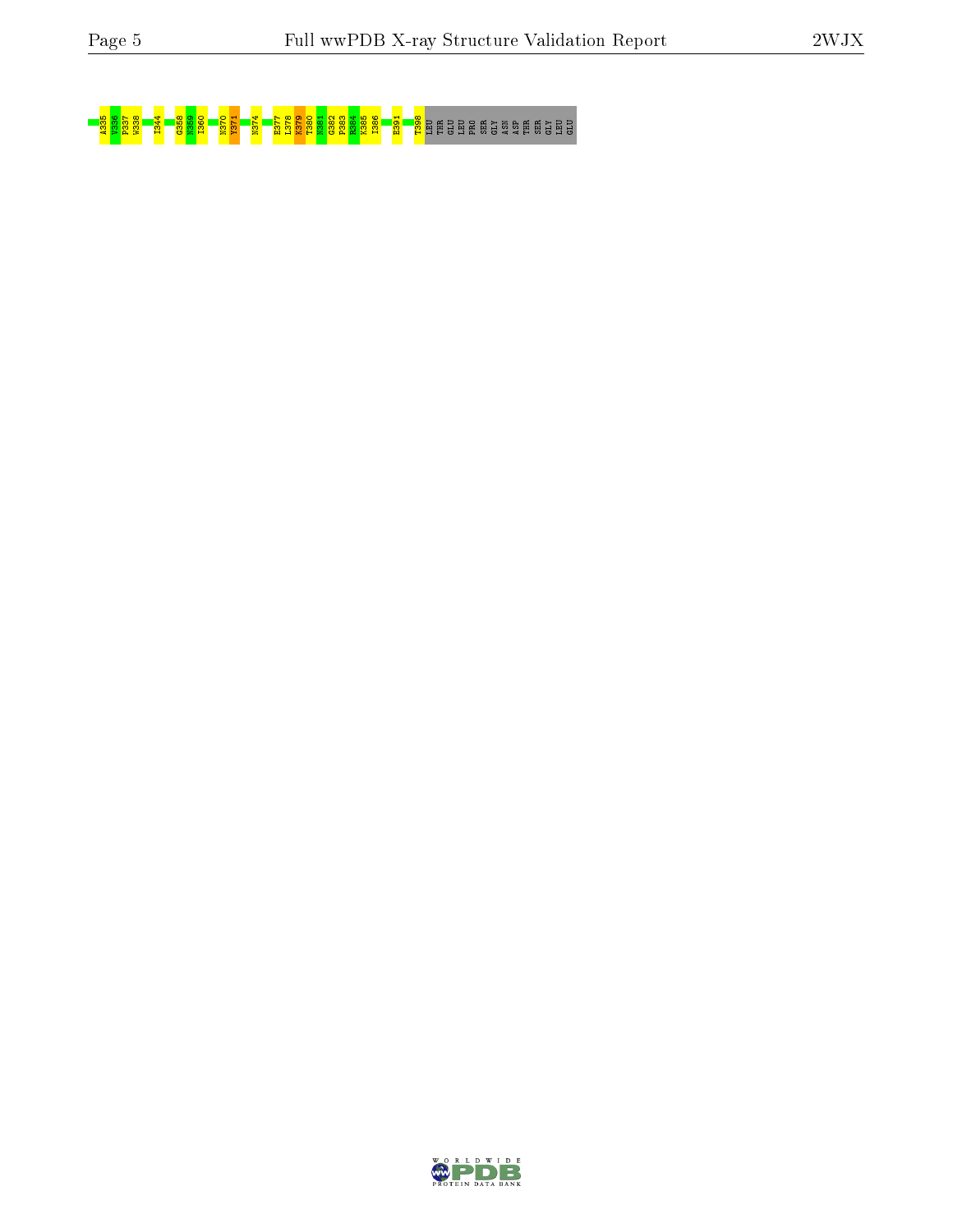A335 V336 P337 W338 I344 G358 N359 I360 N370 Y371 N374 E377 L378 K379 T380 N381 G382 F383 K384 K385 I386 E391 T398 LEU THR GLU LEU PRO SER GLY ASN ASP THR SER GLY LEU GLU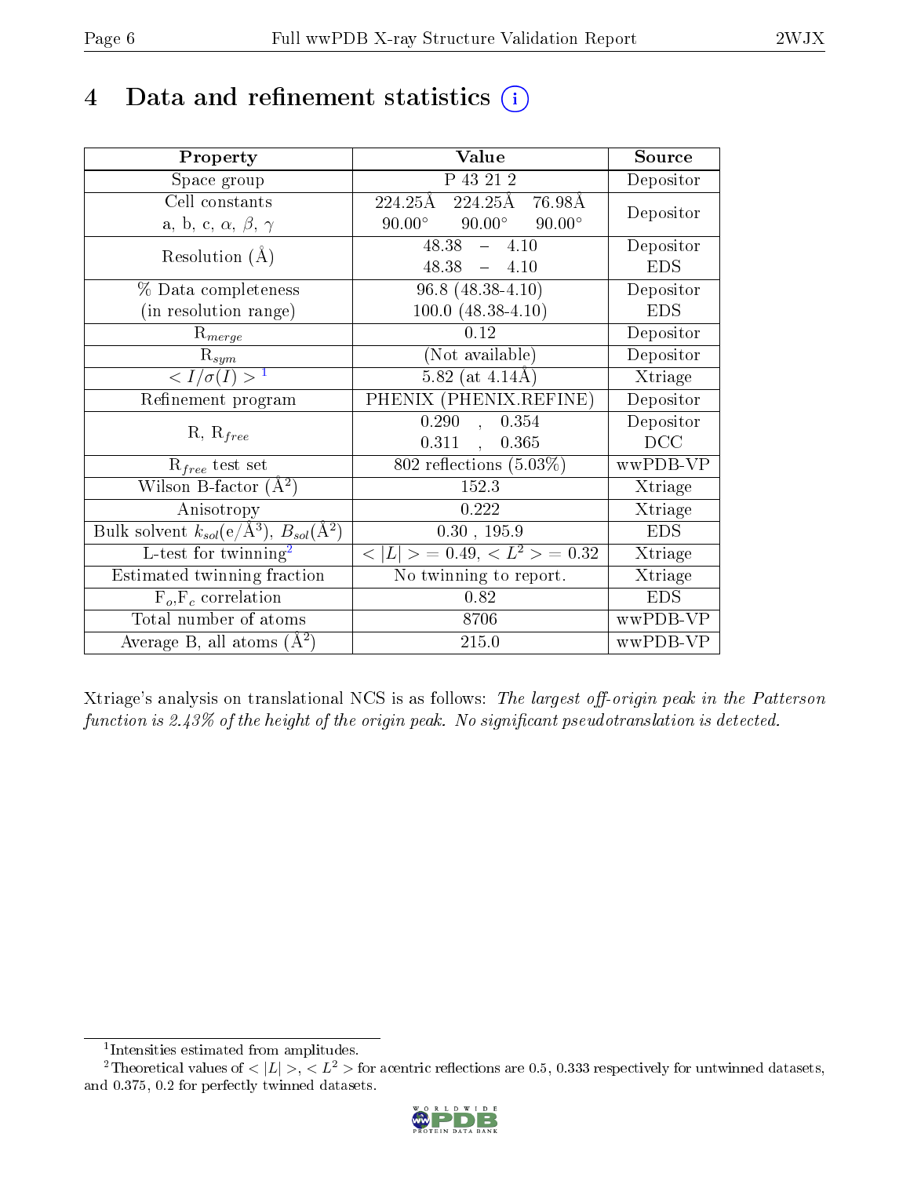# 4 Data and refinement statistics ⓘ

| Property | Value | Source |
|---|---|---|
| Space group | P 43 21 2 | Depositor |
| Cell constants<br>a, b, c, $\alpha$, $\beta$, $\gamma$ | 224.25Å 224.25Å 76.98Å<br>90.00° 90.00° 90.00° | Depositor |
| Resolution (Å) | 48.38 – 4.10<br>48.38 – 4.10 | Depositor<br>EDS |
| % Data completeness<br>(in resolution range) | 96.8 (48.38-4.10)<br>100.0 (48.38-4.10) | Depositor<br>EDS |
| $R_{merge}$ | 0.12 | Depositor |
| $R_{sym}$ | (Not available) | Depositor |
| $< I/\sigma(I) >$ [1] | 5.82 (at 4.14Å) | Xtriage |
| Refinement program | PHENIX (PHENIX.REFINE) | Depositor |
| R, $R_{free}$ | 0.290 , 0.354<br>0.311 , 0.365 | Depositor<br>DCC |
| $R_{free}$ test set | 802 reflections (5.03%) | wwPDB-VP |
| Wilson B-factor (Å$^2$) | 152.3 | Xtriage |
| Anisotropy | 0.222 | Xtriage |
| Bulk solvent $k_{sol}$(e/Å$^3$), $B_{sol}$(Å$^2$) | 0.30 , 195.9 | EDS |
| L-test for twinning[2] | $< \|L\| >$ = 0.49, $< L^2 >$ = 0.32 | Xtriage |
| Estimated twinning fraction | No twinning to report. | Xtriage |
| $F_o$,$F_c$ correlation | 0.82 | EDS |
| Total number of atoms | 8706 | wwPDB-VP |
| Average B, all atoms (Å$^2$) | 215.0 | wwPDB-VP |

Xtriage's analysis on translational NCS is as follows: *The largest off-origin peak in the Patterson function is 2.43% of the height of the origin peak. No significant pseudotranslation is detected.*

[1] Intensities estimated from amplitudes.

[2] Theoretical values of $< |L| >$, $< L^2 >$ for acentric reflections are 0.5, 0.333 respectively for untwinned datasets, and 0.375, 0.2 for perfectly twinned datasets.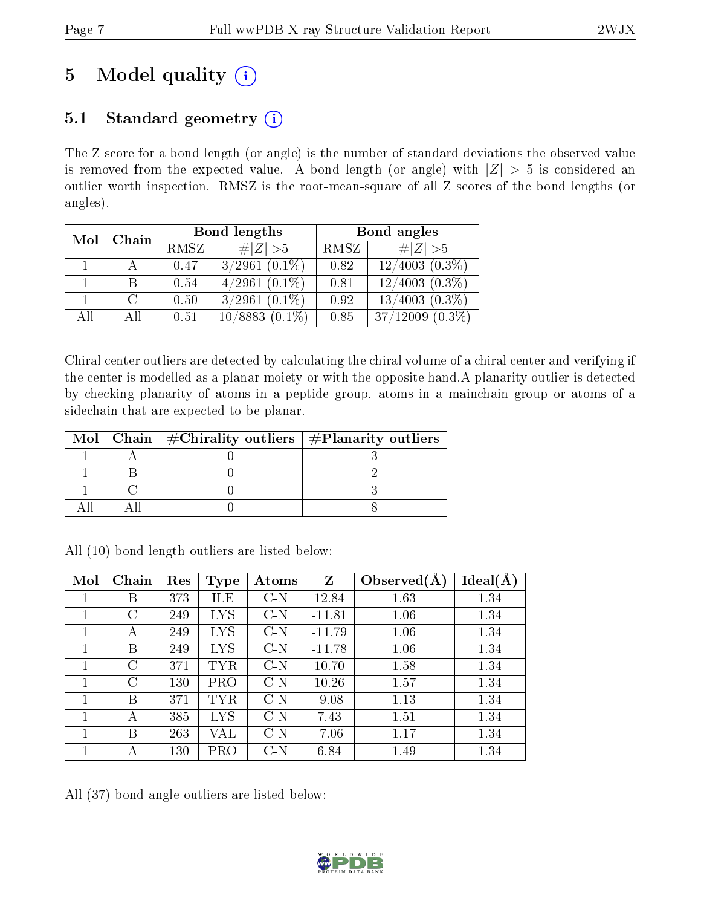# 5 Model quality (i)

## 5.1 Standard geometry (i)

The Z score for a bond length (or angle) is the number of standard deviations the observed value is removed from the expected value. A bond length (or angle) with $|Z| > 5$ is considered an outlier worth inspection. RMSZ is the root-mean-square of all Z scores of the bond lengths (or angles).

| Mol | Chain | Bond lengths | | Bond angles | |
|---|---|---|---|---|---|
| | | RMSZ | #$\|Z\|$ >5 | RMSZ | #$\|Z\|$ >5 |
| 1 | A | 0.47 | 3/2961 (0.1%) | 0.82 | 12/4003 (0.3%) |
| 1 | B | 0.54 | 4/2961 (0.1%) | 0.81 | 12/4003 (0.3%) |
| 1 | C | 0.50 | 3/2961 (0.1%) | 0.92 | 13/4003 (0.3%) |
| All | All | 0.51 | 10/8883 (0.1%) | 0.85 | 37/12009 (0.3%) |

Chiral center outliers are detected by calculating the chiral volume of a chiral center and verifying if the center is modelled as a planar moiety or with the opposite hand.A planarity outlier is detected by checking planarity of atoms in a peptide group, atoms in a mainchain group or atoms of a sidechain that are expected to be planar.

| Mol | Chain | #Chirality outliers | #Planarity outliers |
|---|---|---|---|
| 1 | A | 0 | 3 |
| 1 | B | 0 | 2 |
| 1 | C | 0 | 3 |
| All | All | 0 | 8 |

All (10) bond length outliers are listed below:

| Mol | Chain | Res | Type | Atoms | Z | Observed(Å) | Ideal(Å) |
|---|---|---|---|---|---|---|---|
| 1 | B | 373 | ILE | C-N | 12.84 | 1.63 | 1.34 |
| 1 | C | 249 | LYS | C-N | -11.81 | 1.06 | 1.34 |
| 1 | A | 249 | LYS | C-N | -11.79 | 1.06 | 1.34 |
| 1 | B | 249 | LYS | C-N | -11.78 | 1.06 | 1.34 |
| 1 | C | 371 | TYR | C-N | 10.70 | 1.58 | 1.34 |
| 1 | C | 130 | PRO | C-N | 10.26 | 1.57 | 1.34 |
| 1 | B | 371 | TYR | C-N | -9.08 | 1.13 | 1.34 |
| 1 | A | 385 | LYS | C-N | 7.43 | 1.51 | 1.34 |
| 1 | B | 263 | VAL | C-N | -7.06 | 1.17 | 1.34 |
| 1 | A | 130 | PRO | C-N | 6.84 | 1.49 | 1.34 |

All (37) bond angle outliers are listed below: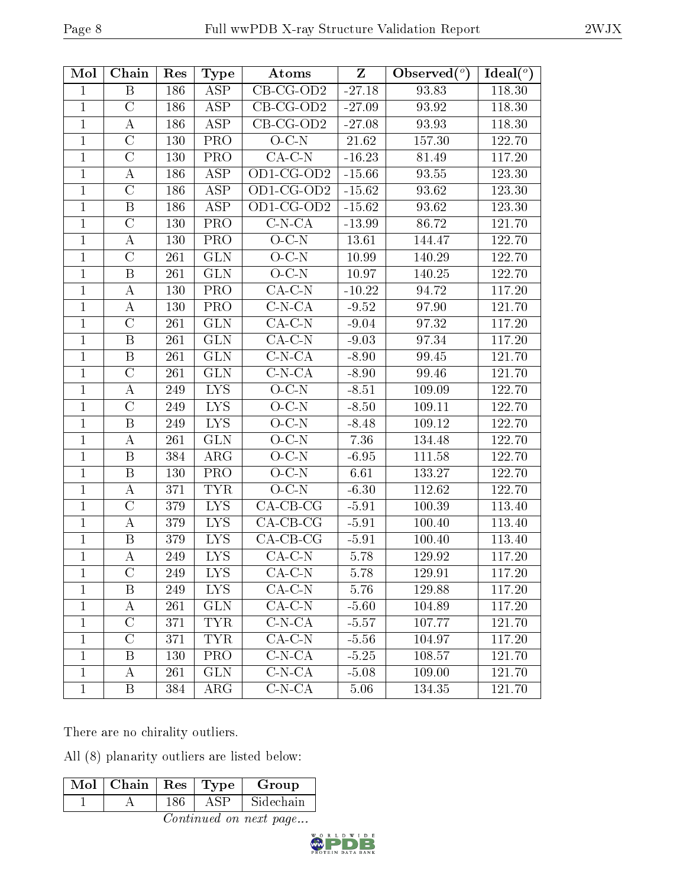| Mol | Chain | Res | Type | Atoms | Z | Observed(°) | Ideal(°) |
|---|---|---|---|---|---|---|---|
| 1 | B | 186 | ASP | CB-CG-OD2 | -27.18 | 93.83 | 118.30 |
| 1 | C | 186 | ASP | CB-CG-OD2 | -27.09 | 93.92 | 118.30 |
| 1 | A | 186 | ASP | CB-CG-OD2 | -27.08 | 93.93 | 118.30 |
| 1 | C | 130 | PRO | O-C-N | 21.62 | 157.30 | 122.70 |
| 1 | C | 130 | PRO | CA-C-N | -16.23 | 81.49 | 117.20 |
| 1 | A | 186 | ASP | OD1-CG-OD2 | -15.66 | 93.55 | 123.30 |
| 1 | C | 186 | ASP | OD1-CG-OD2 | -15.62 | 93.62 | 123.30 |
| 1 | B | 186 | ASP | OD1-CG-OD2 | -15.62 | 93.62 | 123.30 |
| 1 | C | 130 | PRO | C-N-CA | -13.99 | 86.72 | 121.70 |
| 1 | A | 130 | PRO | O-C-N | 13.61 | 144.47 | 122.70 |
| 1 | C | 261 | GLN | O-C-N | 10.99 | 140.29 | 122.70 |
| 1 | B | 261 | GLN | O-C-N | 10.97 | 140.25 | 122.70 |
| 1 | A | 130 | PRO | CA-C-N | -10.22 | 94.72 | 117.20 |
| 1 | A | 130 | PRO | C-N-CA | -9.52 | 97.90 | 121.70 |
| 1 | C | 261 | GLN | CA-C-N | -9.04 | 97.32 | 117.20 |
| 1 | B | 261 | GLN | CA-C-N | -9.03 | 97.34 | 117.20 |
| 1 | B | 261 | GLN | C-N-CA | -8.90 | 99.45 | 121.70 |
| 1 | C | 261 | GLN | C-N-CA | -8.90 | 99.46 | 121.70 |
| 1 | A | 249 | LYS | O-C-N | -8.51 | 109.09 | 122.70 |
| 1 | C | 249 | LYS | O-C-N | -8.50 | 109.11 | 122.70 |
| 1 | B | 249 | LYS | O-C-N | -8.48 | 109.12 | 122.70 |
| 1 | A | 261 | GLN | O-C-N | 7.36 | 134.48 | 122.70 |
| 1 | B | 384 | ARG | O-C-N | -6.95 | 111.58 | 122.70 |
| 1 | B | 130 | PRO | O-C-N | 6.61 | 133.27 | 122.70 |
| 1 | A | 371 | TYR | O-C-N | -6.30 | 112.62 | 122.70 |
| 1 | C | 379 | LYS | CA-CB-CG | -5.91 | 100.39 | 113.40 |
| 1 | A | 379 | LYS | CA-CB-CG | -5.91 | 100.40 | 113.40 |
| 1 | B | 379 | LYS | CA-CB-CG | -5.91 | 100.40 | 113.40 |
| 1 | A | 249 | LYS | CA-C-N | 5.78 | 129.92 | 117.20 |
| 1 | C | 249 | LYS | CA-C-N | 5.78 | 129.91 | 117.20 |
| 1 | B | 249 | LYS | CA-C-N | 5.76 | 129.88 | 117.20 |
| 1 | A | 261 | GLN | CA-C-N | -5.60 | 104.89 | 117.20 |
| 1 | C | 371 | TYR | C-N-CA | -5.57 | 107.77 | 121.70 |
| 1 | C | 371 | TYR | CA-C-N | -5.56 | 104.97 | 117.20 |
| 1 | B | 130 | PRO | C-N-CA | -5.25 | 108.57 | 121.70 |
| 1 | A | 261 | GLN | C-N-CA | -5.08 | 109.00 | 121.70 |
| 1 | B | 384 | ARG | C-N-CA | 5.06 | 134.35 | 121.70 |

There are no chirality outliers.

All (8) planarity outliers are listed below:

| Mol | Chain | Res | Type | Group |
|---|---|---|---|---|
| 1 | A | 186 | ASP | Sidechain |

*Continued on next page...*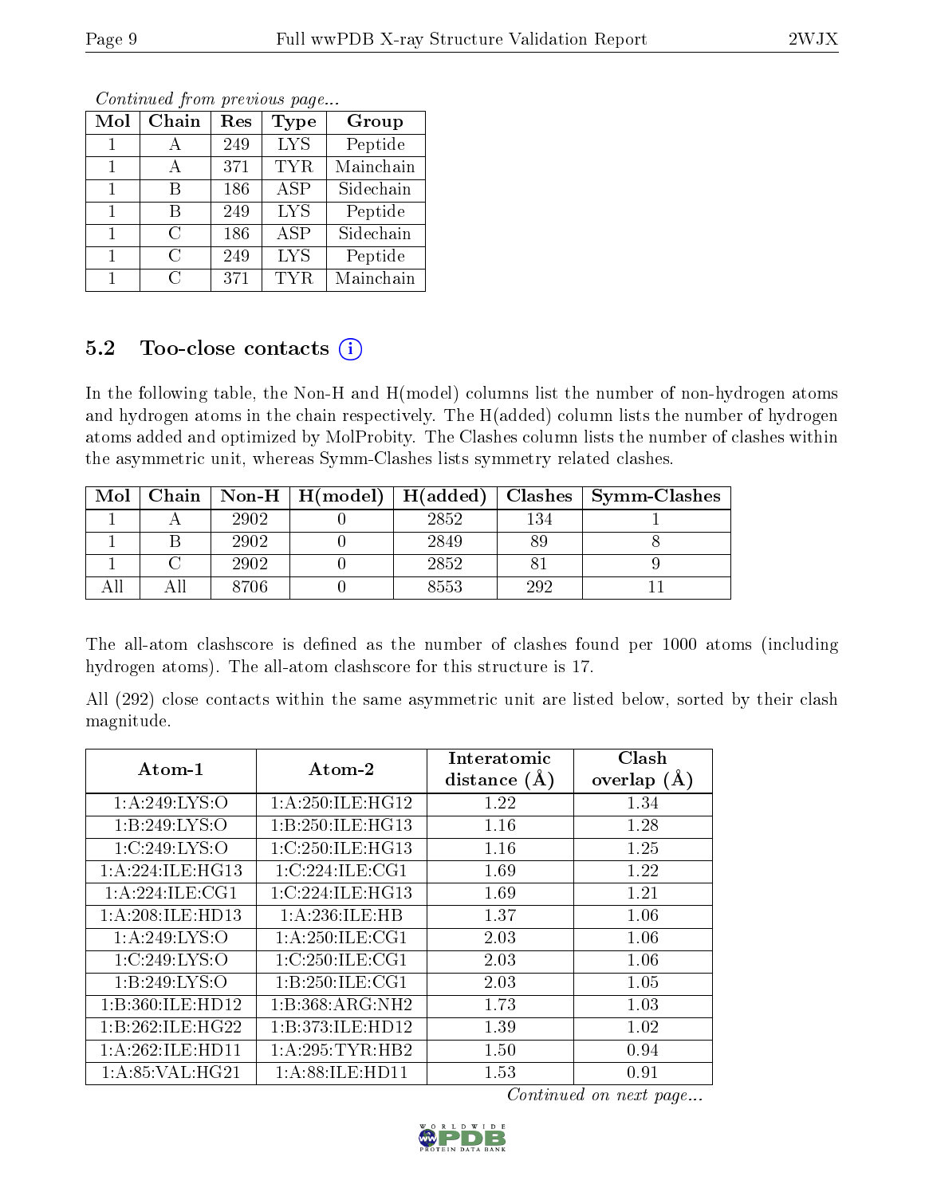*Continued from previous page...*

| Mol | Chain | Res | Type | Group |
|---|---|---|---|---|
| 1 | A | 249 | LYS | Peptide |
| 1 | A | 371 | TYR | Mainchain |
| 1 | B | 186 | ASP | Sidechain |
| 1 | B | 249 | LYS | Peptide |
| 1 | C | 186 | ASP | Sidechain |
| 1 | C | 249 | LYS | Peptide |
| 1 | C | 371 | TYR | Mainchain |

## 5.2 Too-close contacts (i)

In the following table, the Non-H and H(model) columns list the number of non-hydrogen atoms and hydrogen atoms in the chain respectively. The H(added) column lists the number of hydrogen atoms added and optimized by MolProbity. The Clashes column lists the number of clashes within the asymmetric unit, whereas Symm-Clashes lists symmetry related clashes.

| Mol | Chain | Non-H | H(model) | H(added) | Clashes | Symm-Clashes |
|---|---|---|---|---|---|---|
| 1 | A | 2902 | 0 | 2852 | 134 | 1 |
| 1 | B | 2902 | 0 | 2849 | 89 | 8 |
| 1 | C | 2902 | 0 | 2852 | 81 | 9 |
| All | All | 8706 | 0 | 8553 | 292 | 11 |

The all-atom clashscore is defined as the number of clashes found per 1000 atoms (including hydrogen atoms). The all-atom clashscore for this structure is 17.

All (292) close contacts within the same asymmetric unit are listed below, sorted by their clash magnitude.

| Atom-1 | Atom-2 | Interatomic distance (Å) | Clash overlap (Å) |
|---|---|---|---|
| 1:A:249:LYS:O | 1:A:250:ILE:HG12 | 1.22 | 1.34 |
| 1:B:249:LYS:O | 1:B:250:ILE:HG13 | 1.16 | 1.28 |
| 1:C:249:LYS:O | 1:C:250:ILE:HG13 | 1.16 | 1.25 |
| 1:A:224:ILE:HG13 | 1:C:224:ILE:CG1 | 1.69 | 1.22 |
| 1:A:224:ILE:CG1 | 1:C:224:ILE:HG13 | 1.69 | 1.21 |
| 1:A:208:ILE:HD13 | 1:A:236:ILE:HB | 1.37 | 1.06 |
| 1:A:249:LYS:O | 1:A:250:ILE:CG1 | 2.03 | 1.06 |
| 1:C:249:LYS:O | 1:C:250:ILE:CG1 | 2.03 | 1.06 |
| 1:B:249:LYS:O | 1:B:250:ILE:CG1 | 2.03 | 1.05 |
| 1:B:360:ILE:HD12 | 1:B:368:ARG:NH2 | 1.73 | 1.03 |
| 1:B:262:ILE:HG22 | 1:B:373:ILE:HD12 | 1.39 | 1.02 |
| 1:A:262:ILE:HD11 | 1:A:295:TYR:HB2 | 1.50 | 0.94 |
| 1:A:85:VAL:HG21 | 1:A:88:ILE:HD11 | 1.53 | 0.91 |

*Continued on next page...*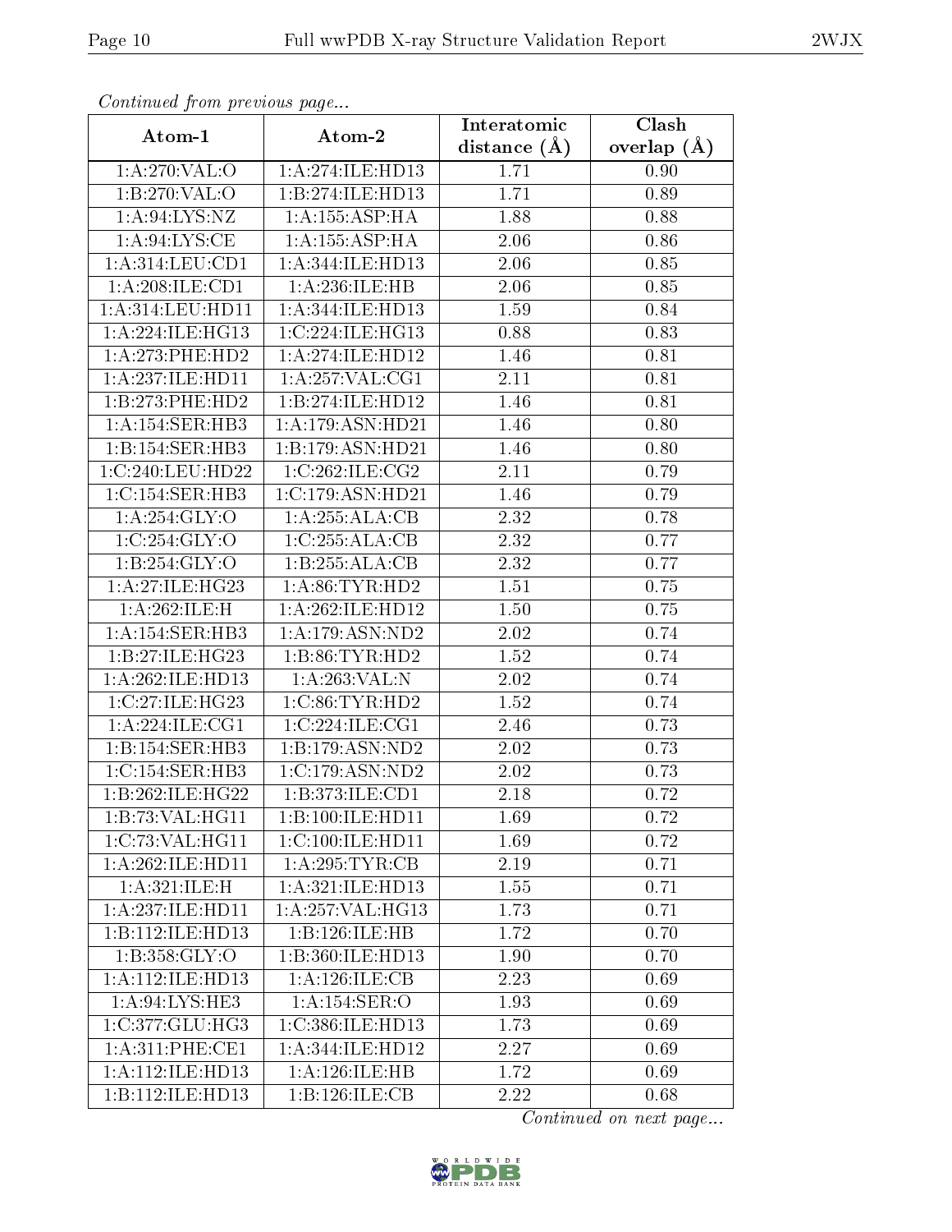*Continued from previous page...*

| Atom-1 | Atom-2 | Interatomic distance (Å) | Clash overlap (Å) |
|---|---|---|---|
| 1:A:270:VAL:O | 1:A:274:ILE:HD13 | 1.71 | 0.90 |
| 1:B:270:VAL:O | 1:B:274:ILE:HD13 | 1.71 | 0.89 |
| 1:A:94:LYS:NZ | 1:A:155:ASP:HA | 1.88 | 0.88 |
| 1:A:94:LYS:CE | 1:A:155:ASP:HA | 2.06 | 0.86 |
| 1:A:314:LEU:CD1 | 1:A:344:ILE:HD13 | 2.06 | 0.85 |
| 1:A:208:ILE:CD1 | 1:A:236:ILE:HB | 2.06 | 0.85 |
| 1:A:314:LEU:HD11 | 1:A:344:ILE:HD13 | 1.59 | 0.84 |
| 1:A:224:ILE:HG13 | 1:C:224:ILE:HG13 | 0.88 | 0.83 |
| 1:A:273:PHE:HD2 | 1:A:274:ILE:HD12 | 1.46 | 0.81 |
| 1:A:237:ILE:HD11 | 1:A:257:VAL:CG1 | 2.11 | 0.81 |
| 1:B:273:PHE:HD2 | 1:B:274:ILE:HD12 | 1.46 | 0.81 |
| 1:A:154:SER:HB3 | 1:A:179:ASN:HD21 | 1.46 | 0.80 |
| 1:B:154:SER:HB3 | 1:B:179:ASN:HD21 | 1.46 | 0.80 |
| 1:C:240:LEU:HD22 | 1:C:262:ILE:CG2 | 2.11 | 0.79 |
| 1:C:154:SER:HB3 | 1:C:179:ASN:HD21 | 1.46 | 0.79 |
| 1:A:254:GLY:O | 1:A:255:ALA:CB | 2.32 | 0.78 |
| 1:C:254:GLY:O | 1:C:255:ALA:CB | 2.32 | 0.77 |
| 1:B:254:GLY:O | 1:B:255:ALA:CB | 2.32 | 0.77 |
| 1:A:27:ILE:HG23 | 1:A:86:TYR:HD2 | 1.51 | 0.75 |
| 1:A:262:ILE:H | 1:A:262:ILE:HD12 | 1.50 | 0.75 |
| 1:A:154:SER:HB3 | 1:A:179:ASN:ND2 | 2.02 | 0.74 |
| 1:B:27:ILE:HG23 | 1:B:86:TYR:HD2 | 1.52 | 0.74 |
| 1:A:262:ILE:HD13 | 1:A:263:VAL:N | 2.02 | 0.74 |
| 1:C:27:ILE:HG23 | 1:C:86:TYR:HD2 | 1.52 | 0.74 |
| 1:A:224:ILE:CG1 | 1:C:224:ILE:CG1 | 2.46 | 0.73 |
| 1:B:154:SER:HB3 | 1:B:179:ASN:ND2 | 2.02 | 0.73 |
| 1:C:154:SER:HB3 | 1:C:179:ASN:ND2 | 2.02 | 0.73 |
| 1:B:262:ILE:HG22 | 1:B:373:ILE:CD1 | 2.18 | 0.72 |
| 1:B:73:VAL:HG11 | 1:B:100:ILE:HD11 | 1.69 | 0.72 |
| 1:C:73:VAL:HG11 | 1:C:100:ILE:HD11 | 1.69 | 0.72 |
| 1:A:262:ILE:HD11 | 1:A:295:TYR:CB | 2.19 | 0.71 |
| 1:A:321:ILE:H | 1:A:321:ILE:HD13 | 1.55 | 0.71 |
| 1:A:237:ILE:HD11 | 1:A:257:VAL:HG13 | 1.73 | 0.71 |
| 1:B:112:ILE:HD13 | 1:B:126:ILE:HB | 1.72 | 0.70 |
| 1:B:358:GLY:O | 1:B:360:ILE:HD13 | 1.90 | 0.70 |
| 1:A:112:ILE:HD13 | 1:A:126:ILE:CB | 2.23 | 0.69 |
| 1:A:94:LYS:HE3 | 1:A:154:SER:O | 1.93 | 0.69 |
| 1:C:377:GLU:HG3 | 1:C:386:ILE:HD13 | 1.73 | 0.69 |
| 1:A:311:PHE:CE1 | 1:A:344:ILE:HD12 | 2.27 | 0.69 |
| 1:A:112:ILE:HD13 | 1:A:126:ILE:HB | 1.72 | 0.69 |
| 1:B:112:ILE:HD13 | 1:B:126:ILE:CB | 2.22 | 0.68 |

*Continued on next page...*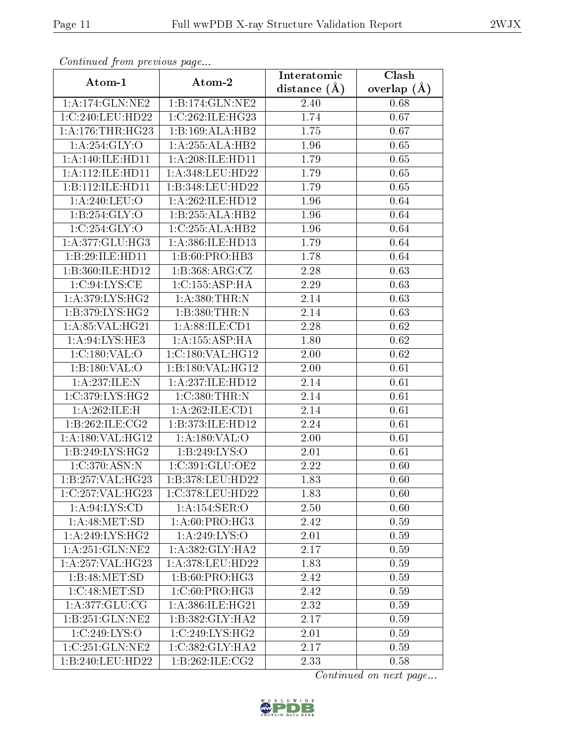*Continued from previous page...*

| Atom-1 | Atom-2 | Interatomic distance (Å) | Clash overlap (Å) |
|---|---|---|---|
| 1:A:174:GLN:NE2 | 1:B:174:GLN:NE2 | 2.40 | 0.68 |
| 1:C:240:LEU:HD22 | 1:C:262:ILE:HG23 | 1.74 | 0.67 |
| 1:A:176:THR:HG23 | 1:B:169:ALA:HB2 | 1.75 | 0.67 |
| 1:A:254:GLY:O | 1:A:255:ALA:HB2 | 1.96 | 0.65 |
| 1:A:140:ILE:HD11 | 1:A:208:ILE:HD11 | 1.79 | 0.65 |
| 1:A:112:ILE:HD11 | 1:A:348:LEU:HD22 | 1.79 | 0.65 |
| 1:B:112:ILE:HD11 | 1:B:348:LEU:HD22 | 1.79 | 0.65 |
| 1:A:240:LEU:O | 1:A:262:ILE:HD12 | 1.96 | 0.64 |
| 1:B:254:GLY:O | 1:B:255:ALA:HB2 | 1.96 | 0.64 |
| 1:C:254:GLY:O | 1:C:255:ALA:HB2 | 1.96 | 0.64 |
| 1:A:377:GLU:HG3 | 1:A:386:ILE:HD13 | 1.79 | 0.64 |
| 1:B:29:ILE:HD11 | 1:B:60:PRO:HB3 | 1.78 | 0.64 |
| 1:B:360:ILE:HD12 | 1:B:368:ARG:CZ | 2.28 | 0.63 |
| 1:C:94:LYS:CE | 1:C:155:ASP:HA | 2.29 | 0.63 |
| 1:A:379:LYS:HG2 | 1:A:380:THR:N | 2.14 | 0.63 |
| 1:B:379:LYS:HG2 | 1:B:380:THR:N | 2.14 | 0.63 |
| 1:A:85:VAL:HG21 | 1:A:88:ILE:CD1 | 2.28 | 0.62 |
| 1:A:94:LYS:HE3 | 1:A:155:ASP:HA | 1.80 | 0.62 |
| 1:C:180:VAL:O | 1:C:180:VAL:HG12 | 2.00 | 0.62 |
| 1:B:180:VAL:O | 1:B:180:VAL:HG12 | 2.00 | 0.61 |
| 1:A:237:ILE:N | 1:A:237:ILE:HD12 | 2.14 | 0.61 |
| 1:C:379:LYS:HG2 | 1:C:380:THR:N | 2.14 | 0.61 |
| 1:A:262:ILE:H | 1:A:262:ILE:CD1 | 2.14 | 0.61 |
| 1:B:262:ILE:CG2 | 1:B:373:ILE:HD12 | 2.24 | 0.61 |
| 1:A:180:VAL:HG12 | 1:A:180:VAL:O | 2.00 | 0.61 |
| 1:B:249:LYS:HG2 | 1:B:249:LYS:O | 2.01 | 0.61 |
| 1:C:370:ASN:N | 1:C:391:GLU:OE2 | 2.22 | 0.60 |
| 1:B:257:VAL:HG23 | 1:B:378:LEU:HD22 | 1.83 | 0.60 |
| 1:C:257:VAL:HG23 | 1:C:378:LEU:HD22 | 1.83 | 0.60 |
| 1:A:94:LYS:CD | 1:A:154:SER:O | 2.50 | 0.60 |
| 1:A:48:MET:SD | 1:A:60:PRO:HG3 | 2.42 | 0.59 |
| 1:A:249:LYS:HG2 | 1:A:249:LYS:O | 2.01 | 0.59 |
| 1:A:251:GLN:NE2 | 1:A:382:GLY:HA2 | 2.17 | 0.59 |
| 1:A:257:VAL:HG23 | 1:A:378:LEU:HD22 | 1.83 | 0.59 |
| 1:B:48:MET:SD | 1:B:60:PRO:HG3 | 2.42 | 0.59 |
| 1:C:48:MET:SD | 1:C:60:PRO:HG3 | 2.42 | 0.59 |
| 1:A:377:GLU:CG | 1:A:386:ILE:HG21 | 2.32 | 0.59 |
| 1:B:251:GLN:NE2 | 1:B:382:GLY:HA2 | 2.17 | 0.59 |
| 1:C:249:LYS:O | 1:C:249:LYS:HG2 | 2.01 | 0.59 |
| 1:C:251:GLN:NE2 | 1:C:382:GLY:HA2 | 2.17 | 0.59 |
| 1:B:240:LEU:HD22 | 1:B:262:ILE:CG2 | 2.33 | 0.58 |

*Continued on next page...*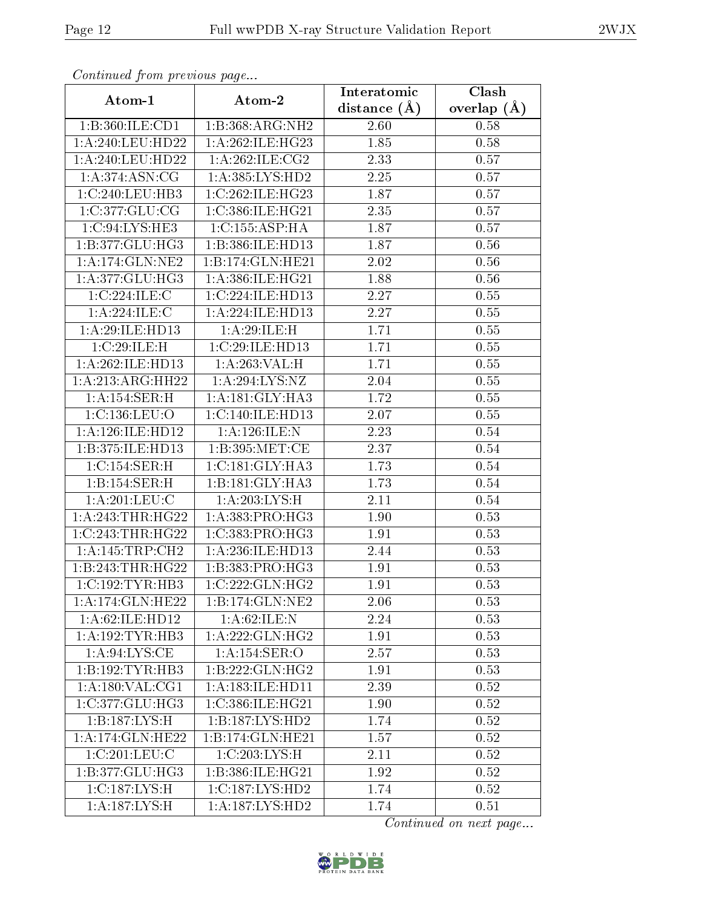*Continued from previous page...*

| Atom-1 | Atom-2 | Interatomic distance (Å) | Clash overlap (Å) |
|---|---|---|---|
| 1:B:360:ILE:CD1 | 1:B:368:ARG:NH2 | 2.60 | 0.58 |
| 1:A:240:LEU:HD22 | 1:A:262:ILE:HG23 | 1.85 | 0.58 |
| 1:A:240:LEU:HD22 | 1:A:262:ILE:CG2 | 2.33 | 0.57 |
| 1:A:374:ASN:CG | 1:A:385:LYS:HD2 | 2.25 | 0.57 |
| 1:C:240:LEU:HB3 | 1:C:262:ILE:HG23 | 1.87 | 0.57 |
| 1:C:377:GLU:CG | 1:C:386:ILE:HG21 | 2.35 | 0.57 |
| 1:C:94:LYS:HE3 | 1:C:155:ASP:HA | 1.87 | 0.57 |
| 1:B:377:GLU:HG3 | 1:B:386:ILE:HD13 | 1.87 | 0.56 |
| 1:A:174:GLN:NE2 | 1:B:174:GLN:HE21 | 2.02 | 0.56 |
| 1:A:377:GLU:HG3 | 1:A:386:ILE:HG21 | 1.88 | 0.56 |
| 1:C:224:ILE:C | 1:C:224:ILE:HD13 | 2.27 | 0.55 |
| 1:A:224:ILE:C | 1:A:224:ILE:HD13 | 2.27 | 0.55 |
| 1:A:29:ILE:HD13 | 1:A:29:ILE:H | 1.71 | 0.55 |
| 1:C:29:ILE:H | 1:C:29:ILE:HD13 | 1.71 | 0.55 |
| 1:A:262:ILE:HD13 | 1:A:263:VAL:H | 1.71 | 0.55 |
| 1:A:213:ARG:HH22 | 1:A:294:LYS:NZ | 2.04 | 0.55 |
| 1:A:154:SER:H | 1:A:181:GLY:HA3 | 1.72 | 0.55 |
| 1:C:136:LEU:O | 1:C:140:ILE:HD13 | 2.07 | 0.55 |
| 1:A:126:ILE:HD12 | 1:A:126:ILE:N | 2.23 | 0.54 |
| 1:B:375:ILE:HD13 | 1:B:395:MET:CE | 2.37 | 0.54 |
| 1:C:154:SER:H | 1:C:181:GLY:HA3 | 1.73 | 0.54 |
| 1:B:154:SER:H | 1:B:181:GLY:HA3 | 1.73 | 0.54 |
| 1:A:201:LEU:C | 1:A:203:LYS:H | 2.11 | 0.54 |
| 1:A:243:THR:HG22 | 1:A:383:PRO:HG3 | 1.90 | 0.53 |
| 1:C:243:THR:HG22 | 1:C:383:PRO:HG3 | 1.91 | 0.53 |
| 1:A:145:TRP:CH2 | 1:A:236:ILE:HD13 | 2.44 | 0.53 |
| 1:B:243:THR:HG22 | 1:B:383:PRO:HG3 | 1.91 | 0.53 |
| 1:C:192:TYR:HB3 | 1:C:222:GLN:HG2 | 1.91 | 0.53 |
| 1:A:174:GLN:HE22 | 1:B:174:GLN:NE2 | 2.06 | 0.53 |
| 1:A:62:ILE:HD12 | 1:A:62:ILE:N | 2.24 | 0.53 |
| 1:A:192:TYR:HB3 | 1:A:222:GLN:HG2 | 1.91 | 0.53 |
| 1:A:94:LYS:CE | 1:A:154:SER:O | 2.57 | 0.53 |
| 1:B:192:TYR:HB3 | 1:B:222:GLN:HG2 | 1.91 | 0.53 |
| 1:A:180:VAL:CG1 | 1:A:183:ILE:HD11 | 2.39 | 0.52 |
| 1:C:377:GLU:HG3 | 1:C:386:ILE:HG21 | 1.90 | 0.52 |
| 1:B:187:LYS:H | 1:B:187:LYS:HD2 | 1.74 | 0.52 |
| 1:A:174:GLN:HE22 | 1:B:174:GLN:HE21 | 1.57 | 0.52 |
| 1:C:201:LEU:C | 1:C:203:LYS:H | 2.11 | 0.52 |
| 1:B:377:GLU:HG3 | 1:B:386:ILE:HG21 | 1.92 | 0.52 |
| 1:C:187:LYS:H | 1:C:187:LYS:HD2 | 1.74 | 0.52 |
| 1:A:187:LYS:H | 1:A:187:LYS:HD2 | 1.74 | 0.51 |

*Continued on next page...*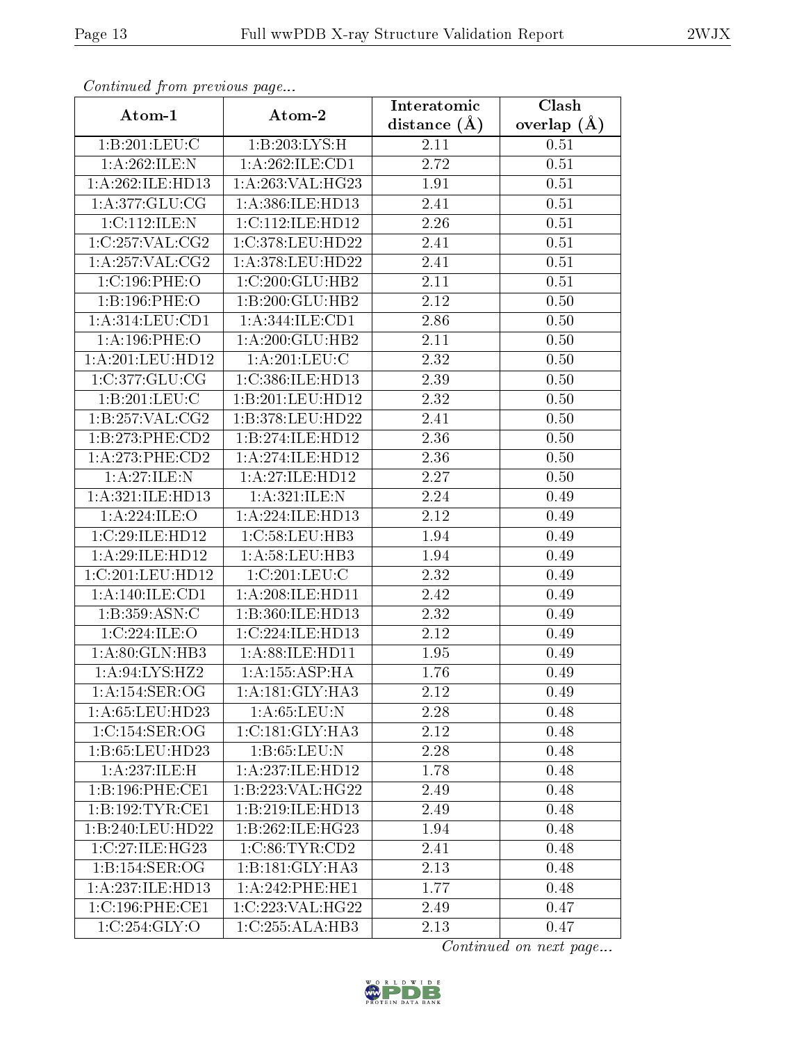*Continued from previous page...*

| Atom-1 | Atom-2 | Interatomic distance (Å) | Clash overlap (Å) |
|---|---|---|---|
| 1:B:201:LEU:C | 1:B:203:LYS:H | 2.11 | 0.51 |
| 1:A:262:ILE:N | 1:A:262:ILE:CD1 | 2.72 | 0.51 |
| 1:A:262:ILE:HD13 | 1:A:263:VAL:HG23 | 1.91 | 0.51 |
| 1:A:377:GLU:CG | 1:A:386:ILE:HD13 | 2.41 | 0.51 |
| 1:C:112:ILE:N | 1:C:112:ILE:HD12 | 2.26 | 0.51 |
| 1:C:257:VAL:CG2 | 1:C:378:LEU:HD22 | 2.41 | 0.51 |
| 1:A:257:VAL:CG2 | 1:A:378:LEU:HD22 | 2.41 | 0.51 |
| 1:C:196:PHE:O | 1:C:200:GLU:HB2 | 2.11 | 0.51 |
| 1:B:196:PHE:O | 1:B:200:GLU:HB2 | 2.12 | 0.50 |
| 1:A:314:LEU:CD1 | 1:A:344:ILE:CD1 | 2.86 | 0.50 |
| 1:A:196:PHE:O | 1:A:200:GLU:HB2 | 2.11 | 0.50 |
| 1:A:201:LEU:HD12 | 1:A:201:LEU:C | 2.32 | 0.50 |
| 1:C:377:GLU:CG | 1:C:386:ILE:HD13 | 2.39 | 0.50 |
| 1:B:201:LEU:C | 1:B:201:LEU:HD12 | 2.32 | 0.50 |
| 1:B:257:VAL:CG2 | 1:B:378:LEU:HD22 | 2.41 | 0.50 |
| 1:B:273:PHE:CD2 | 1:B:274:ILE:HD12 | 2.36 | 0.50 |
| 1:A:273:PHE:CD2 | 1:A:274:ILE:HD12 | 2.36 | 0.50 |
| 1:A:27:ILE:N | 1:A:27:ILE:HD12 | 2.27 | 0.50 |
| 1:A:321:ILE:HD13 | 1:A:321:ILE:N | 2.24 | 0.49 |
| 1:A:224:ILE:O | 1:A:224:ILE:HD13 | 2.12 | 0.49 |
| 1:C:29:ILE:HD12 | 1:C:58:LEU:HB3 | 1.94 | 0.49 |
| 1:A:29:ILE:HD12 | 1:A:58:LEU:HB3 | 1.94 | 0.49 |
| 1:C:201:LEU:HD12 | 1:C:201:LEU:C | 2.32 | 0.49 |
| 1:A:140:ILE:CD1 | 1:A:208:ILE:HD11 | 2.42 | 0.49 |
| 1:B:359:ASN:C | 1:B:360:ILE:HD13 | 2.32 | 0.49 |
| 1:C:224:ILE:O | 1:C:224:ILE:HD13 | 2.12 | 0.49 |
| 1:A:80:GLN:HB3 | 1:A:88:ILE:HD11 | 1.95 | 0.49 |
| 1:A:94:LYS:HZ2 | 1:A:155:ASP:HA | 1.76 | 0.49 |
| 1:A:154:SER:OG | 1:A:181:GLY:HA3 | 2.12 | 0.49 |
| 1:A:65:LEU:HD23 | 1:A:65:LEU:N | 2.28 | 0.48 |
| 1:C:154:SER:OG | 1:C:181:GLY:HA3 | 2.12 | 0.48 |
| 1:B:65:LEU:HD23 | 1:B:65:LEU:N | 2.28 | 0.48 |
| 1:A:237:ILE:H | 1:A:237:ILE:HD12 | 1.78 | 0.48 |
| 1:B:196:PHE:CE1 | 1:B:223:VAL:HG22 | 2.49 | 0.48 |
| 1:B:192:TYR:CE1 | 1:B:219:ILE:HD13 | 2.49 | 0.48 |
| 1:B:240:LEU:HD22 | 1:B:262:ILE:HG23 | 1.94 | 0.48 |
| 1:C:27:ILE:HG23 | 1:C:86:TYR:CD2 | 2.41 | 0.48 |
| 1:B:154:SER:OG | 1:B:181:GLY:HA3 | 2.13 | 0.48 |
| 1:A:237:ILE:HD13 | 1:A:242:PHE:HE1 | 1.77 | 0.48 |
| 1:C:196:PHE:CE1 | 1:C:223:VAL:HG22 | 2.49 | 0.47 |
| 1:C:254:GLY:O | 1:C:255:ALA:HB3 | 2.13 | 0.47 |

*Continued on next page...*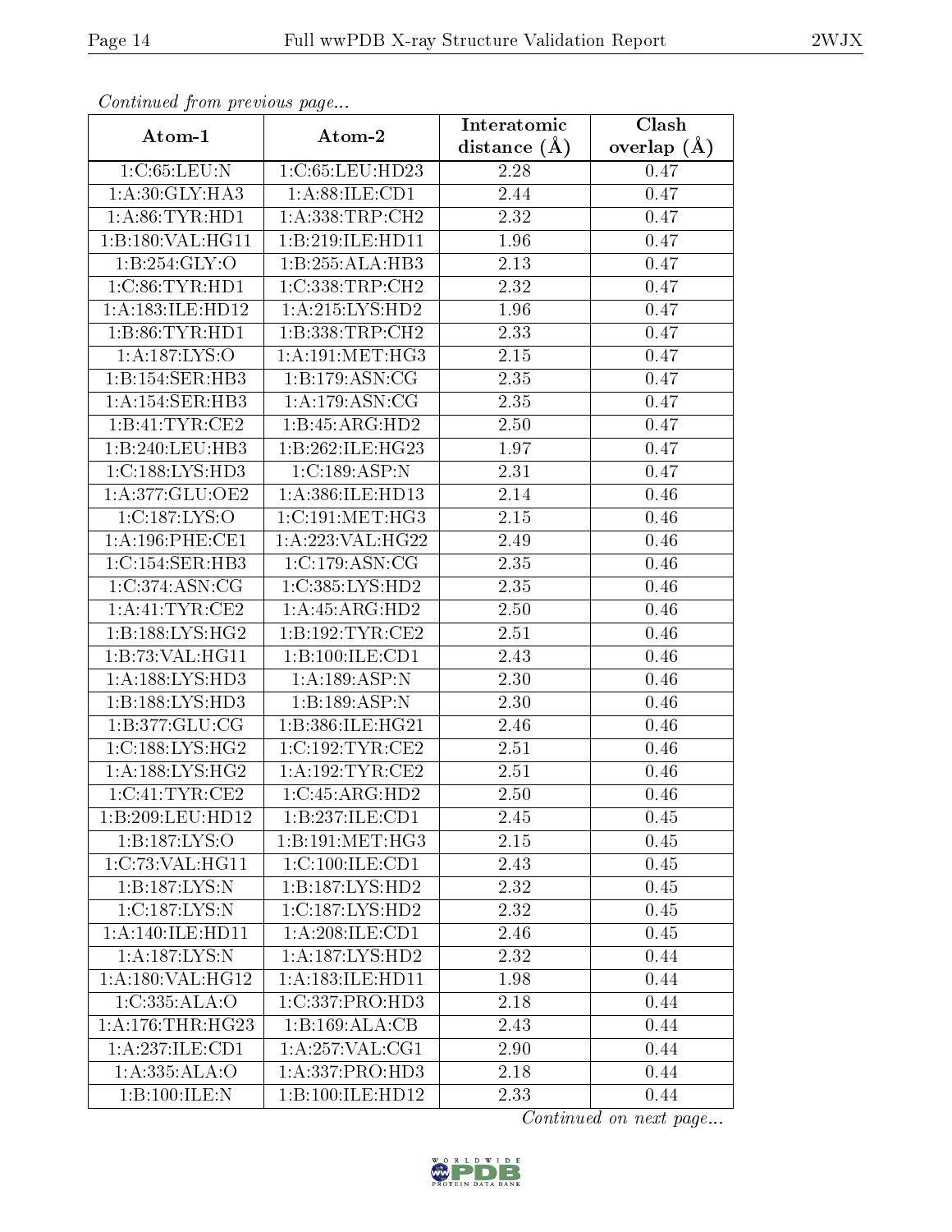*Continued from previous page...*

| Atom-1 | Atom-2 | Interatomic distance (Å) | Clash overlap (Å) |
|---|---|---|---|
| 1:C:65:LEU:N | 1:C:65:LEU:HD23 | 2.28 | 0.47 |
| 1:A:30:GLY:HA3 | 1:A:88:ILE:CD1 | 2.44 | 0.47 |
| 1:A:86:TYR:HD1 | 1:A:338:TRP:CH2 | 2.32 | 0.47 |
| 1:B:180:VAL:HG11 | 1:B:219:ILE:HD11 | 1.96 | 0.47 |
| 1:B:254:GLY:O | 1:B:255:ALA:HB3 | 2.13 | 0.47 |
| 1:C:86:TYR:HD1 | 1:C:338:TRP:CH2 | 2.32 | 0.47 |
| 1:A:183:ILE:HD12 | 1:A:215:LYS:HD2 | 1.96 | 0.47 |
| 1:B:86:TYR:HD1 | 1:B:338:TRP:CH2 | 2.33 | 0.47 |
| 1:A:187:LYS:O | 1:A:191:MET:HG3 | 2.15 | 0.47 |
| 1:B:154:SER:HB3 | 1:B:179:ASN:CG | 2.35 | 0.47 |
| 1:A:154:SER:HB3 | 1:A:179:ASN:CG | 2.35 | 0.47 |
| 1:B:41:TYR:CE2 | 1:B:45:ARG:HD2 | 2.50 | 0.47 |
| 1:B:240:LEU:HB3 | 1:B:262:ILE:HG23 | 1.97 | 0.47 |
| 1:C:188:LYS:HD3 | 1:C:189:ASP:N | 2.31 | 0.47 |
| 1:A:377:GLU:OE2 | 1:A:386:ILE:HD13 | 2.14 | 0.46 |
| 1:C:187:LYS:O | 1:C:191:MET:HG3 | 2.15 | 0.46 |
| 1:A:196:PHE:CE1 | 1:A:223:VAL:HG22 | 2.49 | 0.46 |
| 1:C:154:SER:HB3 | 1:C:179:ASN:CG | 2.35 | 0.46 |
| 1:C:374:ASN:CG | 1:C:385:LYS:HD2 | 2.35 | 0.46 |
| 1:A:41:TYR:CE2 | 1:A:45:ARG:HD2 | 2.50 | 0.46 |
| 1:B:188:LYS:HG2 | 1:B:192:TYR:CE2 | 2.51 | 0.46 |
| 1:B:73:VAL:HG11 | 1:B:100:ILE:CD1 | 2.43 | 0.46 |
| 1:A:188:LYS:HD3 | 1:A:189:ASP:N | 2.30 | 0.46 |
| 1:B:188:LYS:HD3 | 1:B:189:ASP:N | 2.30 | 0.46 |
| 1:B:377:GLU:CG | 1:B:386:ILE:HG21 | 2.46 | 0.46 |
| 1:C:188:LYS:HG2 | 1:C:192:TYR:CE2 | 2.51 | 0.46 |
| 1:A:188:LYS:HG2 | 1:A:192:TYR:CE2 | 2.51 | 0.46 |
| 1:C:41:TYR:CE2 | 1:C:45:ARG:HD2 | 2.50 | 0.46 |
| 1:B:209:LEU:HD12 | 1:B:237:ILE:CD1 | 2.45 | 0.45 |
| 1:B:187:LYS:O | 1:B:191:MET:HG3 | 2.15 | 0.45 |
| 1:C:73:VAL:HG11 | 1:C:100:ILE:CD1 | 2.43 | 0.45 |
| 1:B:187:LYS:N | 1:B:187:LYS:HD2 | 2.32 | 0.45 |
| 1:C:187:LYS:N | 1:C:187:LYS:HD2 | 2.32 | 0.45 |
| 1:A:140:ILE:HD11 | 1:A:208:ILE:CD1 | 2.46 | 0.45 |
| 1:A:187:LYS:N | 1:A:187:LYS:HD2 | 2.32 | 0.44 |
| 1:A:180:VAL:HG12 | 1:A:183:ILE:HD11 | 1.98 | 0.44 |
| 1:C:335:ALA:O | 1:C:337:PRO:HD3 | 2.18 | 0.44 |
| 1:A:176:THR:HG23 | 1:B:169:ALA:CB | 2.43 | 0.44 |
| 1:A:237:ILE:CD1 | 1:A:257:VAL:CG1 | 2.90 | 0.44 |
| 1:A:335:ALA:O | 1:A:337:PRO:HD3 | 2.18 | 0.44 |
| 1:B:100:ILE:N | 1:B:100:ILE:HD12 | 2.33 | 0.44 |

*Continued on next page...*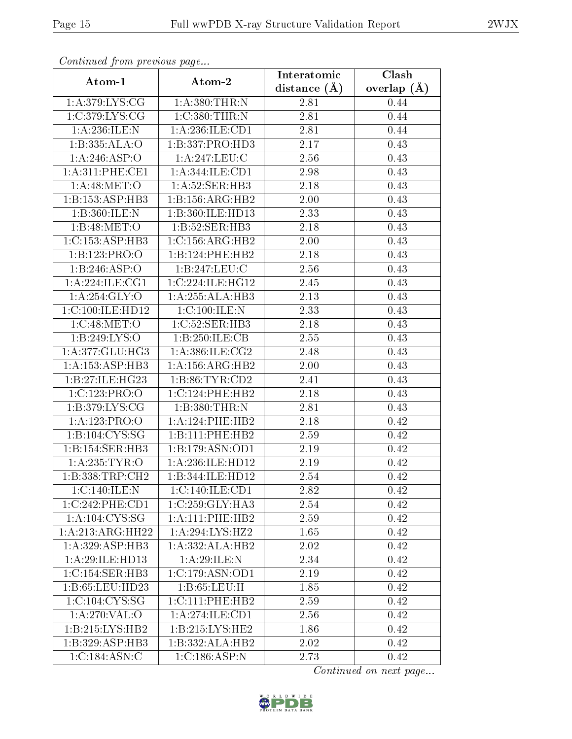*Continued from previous page...*

| Atom-1 | Atom-2 | Interatomic distance (Å) | Clash overlap (Å) |
|---|---|---|---|
| 1:A:379:LYS:CG | 1:A:380:THR:N | 2.81 | 0.44 |
| 1:C:379:LYS:CG | 1:C:380:THR:N | 2.81 | 0.44 |
| 1:A:236:ILE:N | 1:A:236:ILE:CD1 | 2.81 | 0.44 |
| 1:B:335:ALA:O | 1:B:337:PRO:HD3 | 2.17 | 0.43 |
| 1:A:246:ASP:O | 1:A:247:LEU:C | 2.56 | 0.43 |
| 1:A:311:PHE:CE1 | 1:A:344:ILE:CD1 | 2.98 | 0.43 |
| 1:A:48:MET:O | 1:A:52:SER:HB3 | 2.18 | 0.43 |
| 1:B:153:ASP:HB3 | 1:B:156:ARG:HB2 | 2.00 | 0.43 |
| 1:B:360:ILE:N | 1:B:360:ILE:HD13 | 2.33 | 0.43 |
| 1:B:48:MET:O | 1:B:52:SER:HB3 | 2.18 | 0.43 |
| 1:C:153:ASP:HB3 | 1:C:156:ARG:HB2 | 2.00 | 0.43 |
| 1:B:123:PRO:O | 1:B:124:PHE:HB2 | 2.18 | 0.43 |
| 1:B:246:ASP:O | 1:B:247:LEU:C | 2.56 | 0.43 |
| 1:A:224:ILE:CG1 | 1:C:224:ILE:HG12 | 2.45 | 0.43 |
| 1:A:254:GLY:O | 1:A:255:ALA:HB3 | 2.13 | 0.43 |
| 1:C:100:ILE:HD12 | 1:C:100:ILE:N | 2.33 | 0.43 |
| 1:C:48:MET:O | 1:C:52:SER:HB3 | 2.18 | 0.43 |
| 1:B:249:LYS:O | 1:B:250:ILE:CB | 2.55 | 0.43 |
| 1:A:377:GLU:HG3 | 1:A:386:ILE:CG2 | 2.48 | 0.43 |
| 1:A:153:ASP:HB3 | 1:A:156:ARG:HB2 | 2.00 | 0.43 |
| 1:B:27:ILE:HG23 | 1:B:86:TYR:CD2 | 2.41 | 0.43 |
| 1:C:123:PRO:O | 1:C:124:PHE:HB2 | 2.18 | 0.43 |
| 1:B:379:LYS:CG | 1:B:380:THR:N | 2.81 | 0.43 |
| 1:A:123:PRO:O | 1:A:124:PHE:HB2 | 2.18 | 0.42 |
| 1:B:104:CYS:SG | 1:B:111:PHE:HB2 | 2.59 | 0.42 |
| 1:B:154:SER:HB3 | 1:B:179:ASN:OD1 | 2.19 | 0.42 |
| 1:A:235:TYR:O | 1:A:236:ILE:HD12 | 2.19 | 0.42 |
| 1:B:338:TRP:CH2 | 1:B:344:ILE:HD12 | 2.54 | 0.42 |
| 1:C:140:ILE:N | 1:C:140:ILE:CD1 | 2.82 | 0.42 |
| 1:C:242:PHE:CD1 | 1:C:259:GLY:HA3 | 2.54 | 0.42 |
| 1:A:104:CYS:SG | 1:A:111:PHE:HB2 | 2.59 | 0.42 |
| 1:A:213:ARG:HH22 | 1:A:294:LYS:HZ2 | 1.65 | 0.42 |
| 1:A:329:ASP:HB3 | 1:A:332:ALA:HB2 | 2.02 | 0.42 |
| 1:A:29:ILE:HD13 | 1:A:29:ILE:N | 2.34 | 0.42 |
| 1:C:154:SER:HB3 | 1:C:179:ASN:OD1 | 2.19 | 0.42 |
| 1:B:65:LEU:HD23 | 1:B:65:LEU:H | 1.85 | 0.42 |
| 1:C:104:CYS:SG | 1:C:111:PHE:HB2 | 2.59 | 0.42 |
| 1:A:270:VAL:O | 1:A:274:ILE:CD1 | 2.56 | 0.42 |
| 1:B:215:LYS:HB2 | 1:B:215:LYS:HE2 | 1.86 | 0.42 |
| 1:B:329:ASP:HB3 | 1:B:332:ALA:HB2 | 2.02 | 0.42 |
| 1:C:184:ASN:C | 1:C:186:ASP:N | 2.73 | 0.42 |

*Continued on next page...*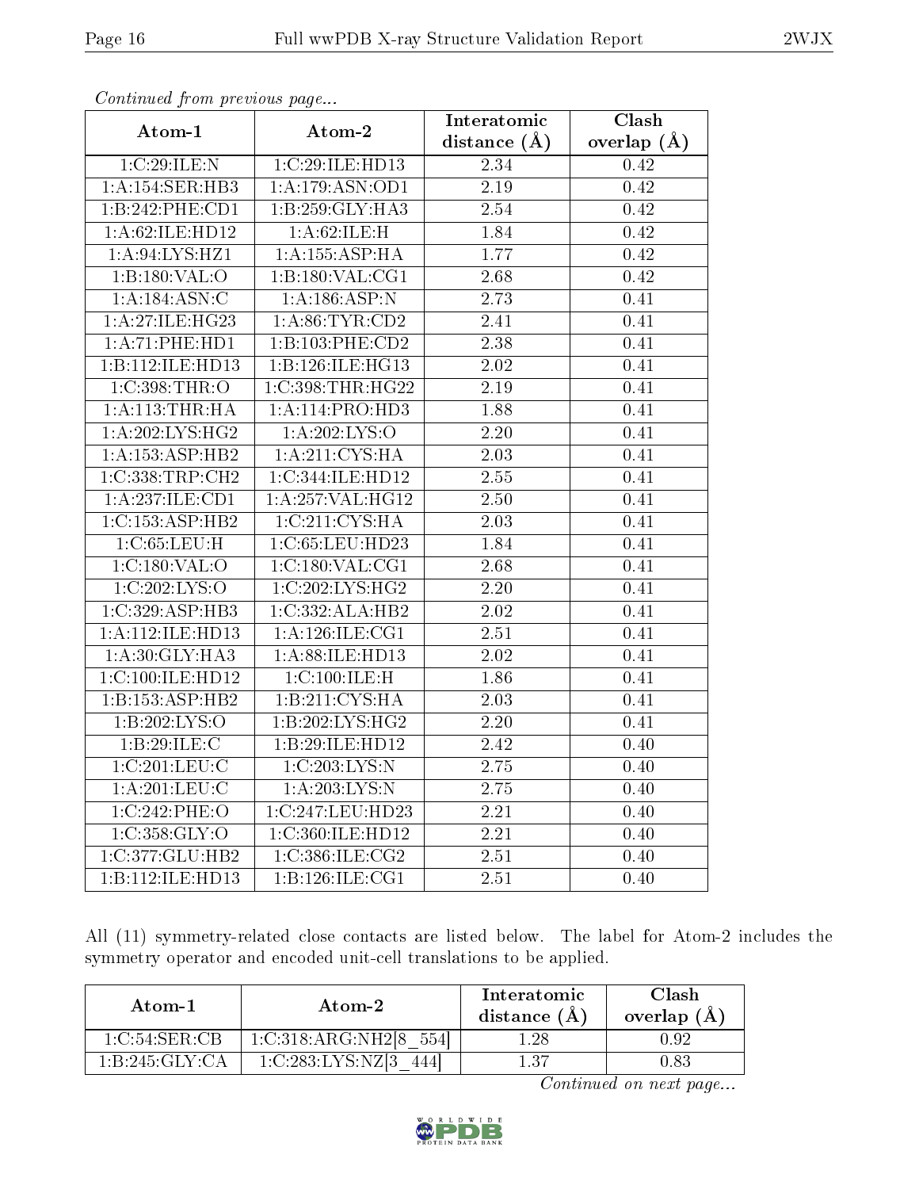*Continued from previous page...*

| Atom-1 | Atom-2 | Interatomic distance (Å) | Clash overlap (Å) |
|---|---|---|---|
| 1:C:29:ILE:N | 1:C:29:ILE:HD13 | 2.34 | 0.42 |
| 1:A:154:SER:HB3 | 1:A:179:ASN:OD1 | 2.19 | 0.42 |
| 1:B:242:PHE:CD1 | 1:B:259:GLY:HA3 | 2.54 | 0.42 |
| 1:A:62:ILE:HD12 | 1:A:62:ILE:H | 1.84 | 0.42 |
| 1:A:94:LYS:HZ1 | 1:A:155:ASP:HA | 1.77 | 0.42 |
| 1:B:180:VAL:O | 1:B:180:VAL:CG1 | 2.68 | 0.42 |
| 1:A:184:ASN:C | 1:A:186:ASP:N | 2.73 | 0.41 |
| 1:A:27:ILE:HG23 | 1:A:86:TYR:CD2 | 2.41 | 0.41 |
| 1:A:71:PHE:HD1 | 1:B:103:PHE:CD2 | 2.38 | 0.41 |
| 1:B:112:ILE:HD13 | 1:B:126:ILE:HG13 | 2.02 | 0.41 |
| 1:C:398:THR:O | 1:C:398:THR:HG22 | 2.19 | 0.41 |
| 1:A:113:THR:HA | 1:A:114:PRO:HD3 | 1.88 | 0.41 |
| 1:A:202:LYS:HG2 | 1:A:202:LYS:O | 2.20 | 0.41 |
| 1:A:153:ASP:HB2 | 1:A:211:CYS:HA | 2.03 | 0.41 |
| 1:C:338:TRP:CH2 | 1:C:344:ILE:HD12 | 2.55 | 0.41 |
| 1:A:237:ILE:CD1 | 1:A:257:VAL:HG12 | 2.50 | 0.41 |
| 1:C:153:ASP:HB2 | 1:C:211:CYS:HA | 2.03 | 0.41 |
| 1:C:65:LEU:H | 1:C:65:LEU:HD23 | 1.84 | 0.41 |
| 1:C:180:VAL:O | 1:C:180:VAL:CG1 | 2.68 | 0.41 |
| 1:C:202:LYS:O | 1:C:202:LYS:HG2 | 2.20 | 0.41 |
| 1:C:329:ASP:HB3 | 1:C:332:ALA:HB2 | 2.02 | 0.41 |
| 1:A:112:ILE:HD13 | 1:A:126:ILE:CG1 | 2.51 | 0.41 |
| 1:A:30:GLY:HA3 | 1:A:88:ILE:HD13 | 2.02 | 0.41 |
| 1:C:100:ILE:HD12 | 1:C:100:ILE:H | 1.86 | 0.41 |
| 1:B:153:ASP:HB2 | 1:B:211:CYS:HA | 2.03 | 0.41 |
| 1:B:202:LYS:O | 1:B:202:LYS:HG2 | 2.20 | 0.41 |
| 1:B:29:ILE:C | 1:B:29:ILE:HD12 | 2.42 | 0.40 |
| 1:C:201:LEU:C | 1:C:203:LYS:N | 2.75 | 0.40 |
| 1:A:201:LEU:C | 1:A:203:LYS:N | 2.75 | 0.40 |
| 1:C:242:PHE:O | 1:C:247:LEU:HD23 | 2.21 | 0.40 |
| 1:C:358:GLY:O | 1:C:360:ILE:HD12 | 2.21 | 0.40 |
| 1:C:377:GLU:HB2 | 1:C:386:ILE:CG2 | 2.51 | 0.40 |
| 1:B:112:ILE:HD13 | 1:B:126:ILE:CG1 | 2.51 | 0.40 |

All (11) symmetry-related close contacts are listed below. The label for Atom-2 includes the symmetry operator and encoded unit-cell translations to be applied.

| Atom-1 | Atom-2 | Interatomic distance (Å) | Clash overlap (Å) |
|---|---|---|---|
| 1:C:54:SER:CB | 1:C:318:ARG:NH2[8_554] | 1.28 | 0.92 |
| 1:B:245:GLY:CA | 1:C:283:LYS:NZ[3_444] | 1.37 | 0.83 |

*Continued on next page...*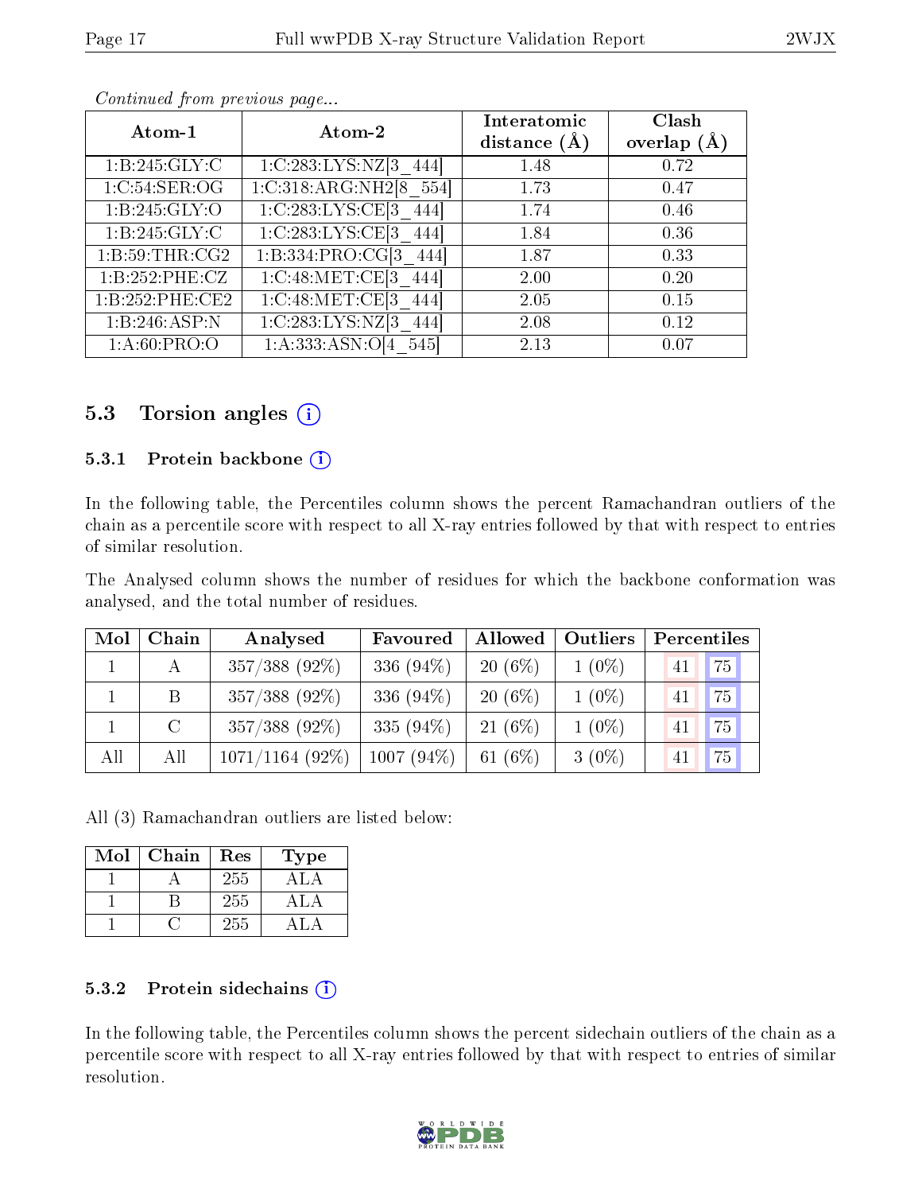*Continued from previous page...*

| Atom-1 | Atom-2 | Interatomic distance (Å) | Clash overlap (Å) |
|---|---|---|---|
| 1:B:245:GLY:C | 1:C:283:LYS:NZ[3_444] | 1.48 | 0.72 |
| 1:C:54:SER:OG | 1:C:318:ARG:NH2[8_554] | 1.73 | 0.47 |
| 1:B:245:GLY:O | 1:C:283:LYS:CE[3_444] | 1.74 | 0.46 |
| 1:B:245:GLY:C | 1:C:283:LYS:CE[3_444] | 1.84 | 0.36 |
| 1:B:59:THR:CG2 | 1:B:334:PRO:CG[3_444] | 1.87 | 0.33 |
| 1:B:252:PHE:CZ | 1:C:48:MET:CE[3_444] | 2.00 | 0.20 |
| 1:B:252:PHE:CE2 | 1:C:48:MET:CE[3_444] | 2.05 | 0.15 |
| 1:B:246:ASP:N | 1:C:283:LYS:NZ[3_444] | 2.08 | 0.12 |
| 1:A:60:PRO:O | 1:A:333:ASN:O[4_545] | 2.13 | 0.07 |

## 5.3 Torsion angles

### 5.3.1 Protein backbone

In the following table, the Percentiles column shows the percent Ramachandran outliers of the chain as a percentile score with respect to all X-ray entries followed by that with respect to entries of similar resolution.

The Analysed column shows the number of residues for which the backbone conformation was analysed, and the total number of residues.

| Mol | Chain | Analysed | Favoured | Allowed | Outliers | Percentiles | |
|---|---|---|---|---|---|---|---|
| 1 | A | 357/388 (92%) | 336 (94%) | 20 (6%) | 1 (0%) | 41 | 75 |
| 1 | B | 357/388 (92%) | 336 (94%) | 20 (6%) | 1 (0%) | 41 | 75 |
| 1 | C | 357/388 (92%) | 335 (94%) | 21 (6%) | 1 (0%) | 41 | 75 |
| All | All | 1071/1164 (92%) | 1007 (94%) | 61 (6%) | 3 (0%) | 41 | 75 |

All (3) Ramachandran outliers are listed below:

| Mol | Chain | Res | Type |
|---|---|---|---|
| 1 | A | 255 | ALA |
| 1 | B | 255 | ALA |
| 1 | C | 255 | ALA |

### 5.3.2 Protein sidechains

In the following table, the Percentiles column shows the percent sidechain outliers of the chain as a percentile score with respect to all X-ray entries followed by that with respect to entries of similar resolution.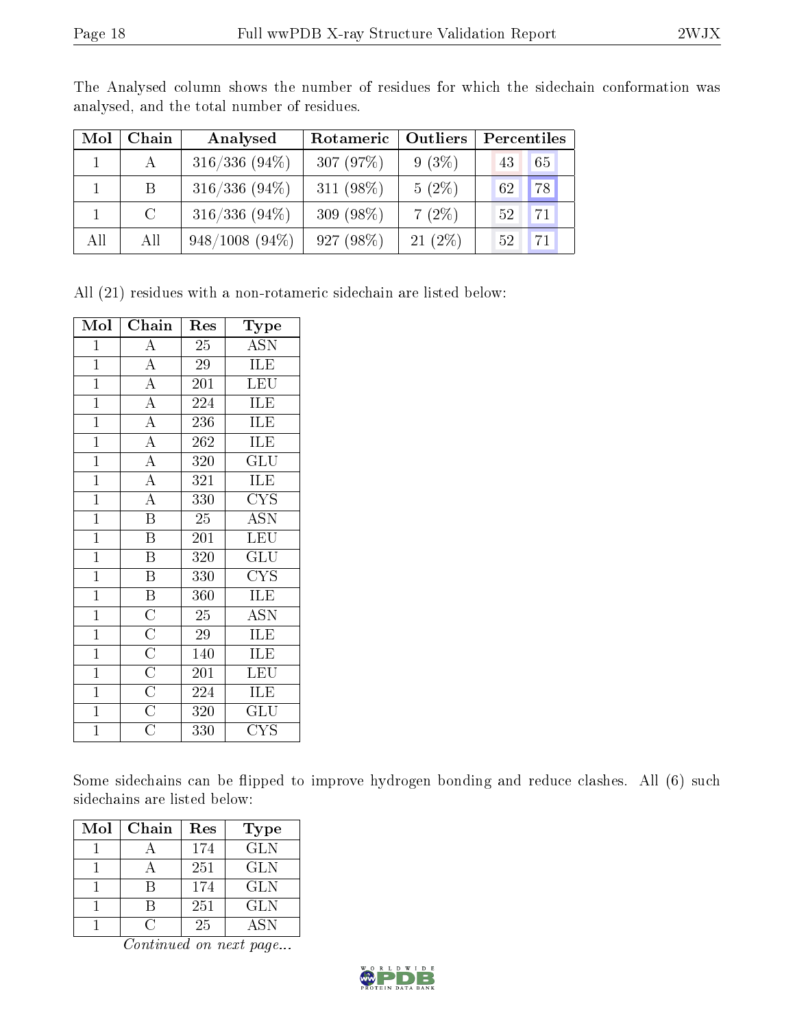The Analysed column shows the number of residues for which the sidechain conformation was analysed, and the total number of residues.

| Mol | Chain | Analysed | Rotameric | Outliers | Percentiles | |
|---|---|---|---|---|---|---|
| 1 | A | 316/336 (94%) | 307 (97%) | 9 (3%) | 43 | 65 |
| 1 | B | 316/336 (94%) | 311 (98%) | 5 (2%) | 62 | 78 |
| 1 | C | 316/336 (94%) | 309 (98%) | 7 (2%) | 52 | 71 |
| All | All | 948/1008 (94%) | 927 (98%) | 21 (2%) | 52 | 71 |

All (21) residues with a non-rotameric sidechain are listed below:

| Mol | Chain | Res | Type |
|---|---|---|---|
| 1 | A | 25 | ASN |
| 1 | A | 29 | ILE |
| 1 | A | 201 | LEU |
| 1 | A | 224 | ILE |
| 1 | A | 236 | ILE |
| 1 | A | 262 | ILE |
| 1 | A | 320 | GLU |
| 1 | A | 321 | ILE |
| 1 | A | 330 | CYS |
| 1 | B | 25 | ASN |
| 1 | B | 201 | LEU |
| 1 | B | 320 | GLU |
| 1 | B | 330 | CYS |
| 1 | B | 360 | ILE |
| 1 | C | 25 | ASN |
| 1 | C | 29 | ILE |
| 1 | C | 140 | ILE |
| 1 | C | 201 | LEU |
| 1 | C | 224 | ILE |
| 1 | C | 320 | GLU |
| 1 | C | 330 | CYS |

Some sidechains can be flipped to improve hydrogen bonding and reduce clashes. All (6) such sidechains are listed below:

| Mol | Chain | Res | Type |
|---|---|---|---|
| 1 | A | 174 | GLN |
| 1 | A | 251 | GLN |
| 1 | B | 174 | GLN |
| 1 | B | 251 | GLN |
| 1 | C | 25 | ASN |

*Continued on next page...*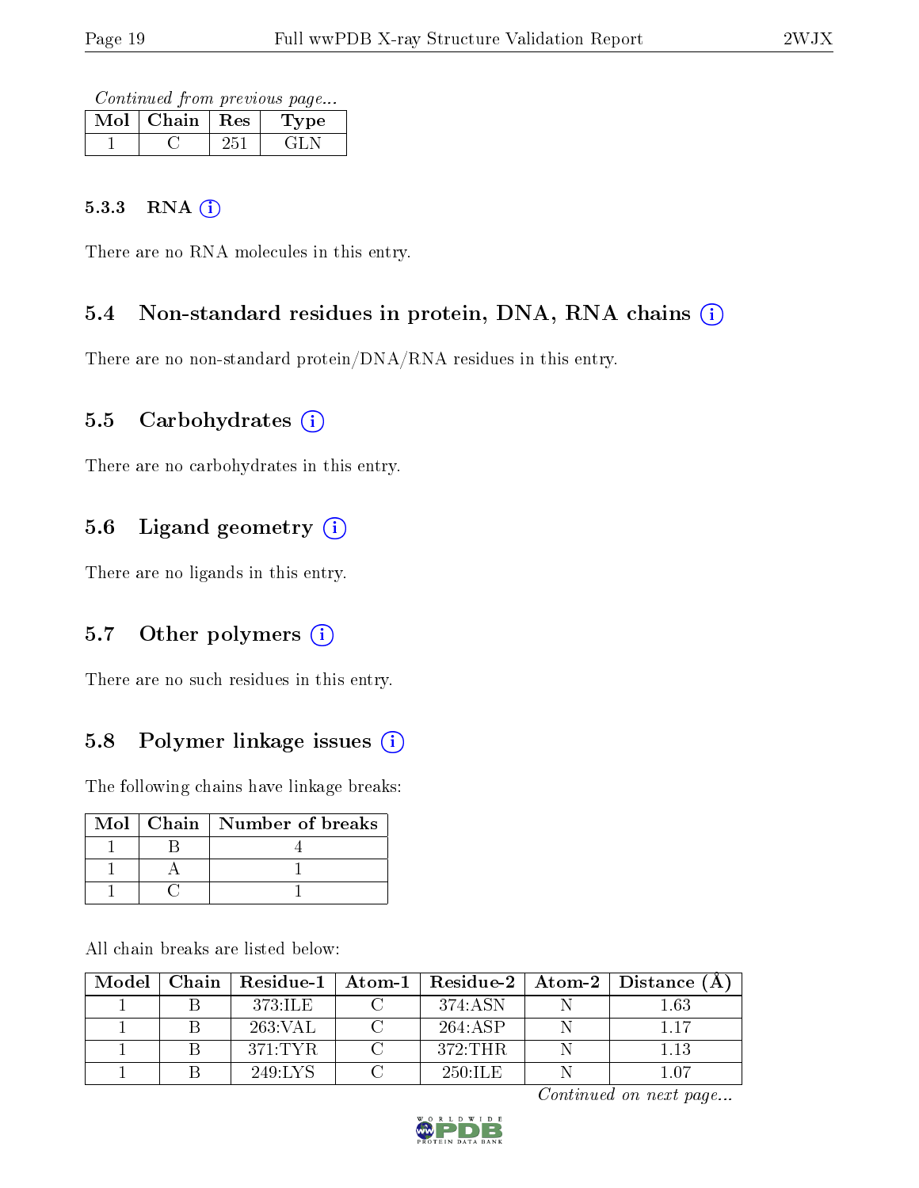*Continued from previous page...*

| Mol | Chain | Res | Type |
|---|---|---|---|
| 1 | C | 251 | GLN |

#### 5.3.3 RNA

There are no RNA molecules in this entry.

### 5.4 Non-standard residues in protein, DNA, RNA chains

There are no non-standard protein/DNA/RNA residues in this entry.

### 5.5 Carbohydrates

There are no carbohydrates in this entry.

### 5.6 Ligand geometry

There are no ligands in this entry.

### 5.7 Other polymers

There are no such residues in this entry.

### 5.8 Polymer linkage issues

The following chains have linkage breaks:

| Mol | Chain | Number of breaks |
|---|---|---|
| 1 | B | 4 |
| 1 | A | 1 |
| 1 | C | 1 |

All chain breaks are listed below:

| Model | Chain | Residue-1 | Atom-1 | Residue-2 | Atom-2 | Distance (Å) |
|---|---|---|---|---|---|---|
| 1 | B | 373:ILE | C | 374:ASN | N | 1.63 |
| 1 | B | 263:VAL | C | 264:ASP | N | 1.17 |
| 1 | B | 371:TYR | C | 372:THR | N | 1.13 |
| 1 | B | 249:LYS | C | 250:ILE | N | 1.07 |

*Continued on next page...*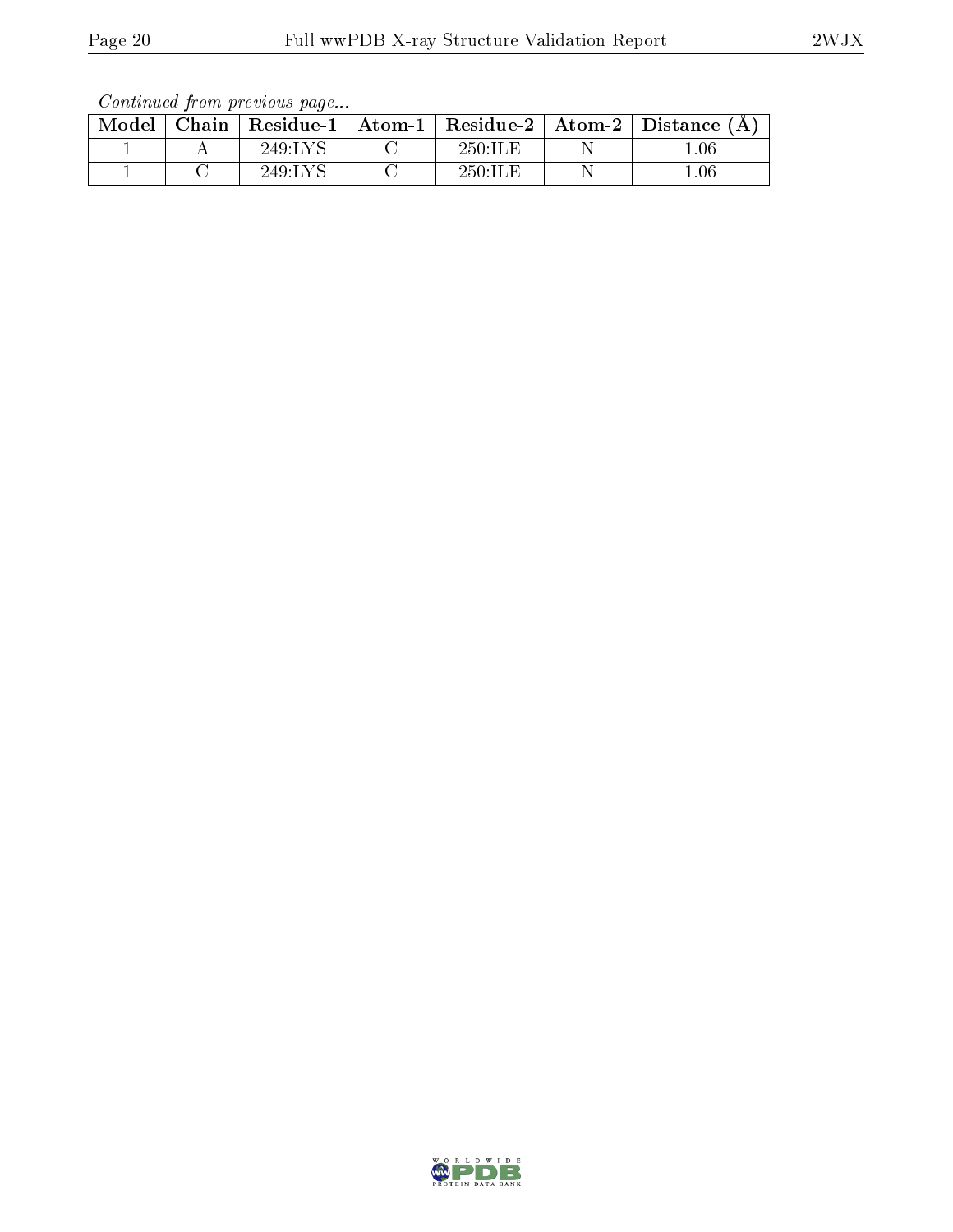*Continued from previous page...*

| Model | Chain | Residue-1 | Atom-1 | Residue-2 | Atom-2 | Distance (Å) |
| --- | --- | --- | --- | --- | --- | --- |
| 1 | A | 249:LYS | C | 250:ILE | N | 1.06 |
| 1 | C | 249:LYS | C | 250:ILE | N | 1.06 |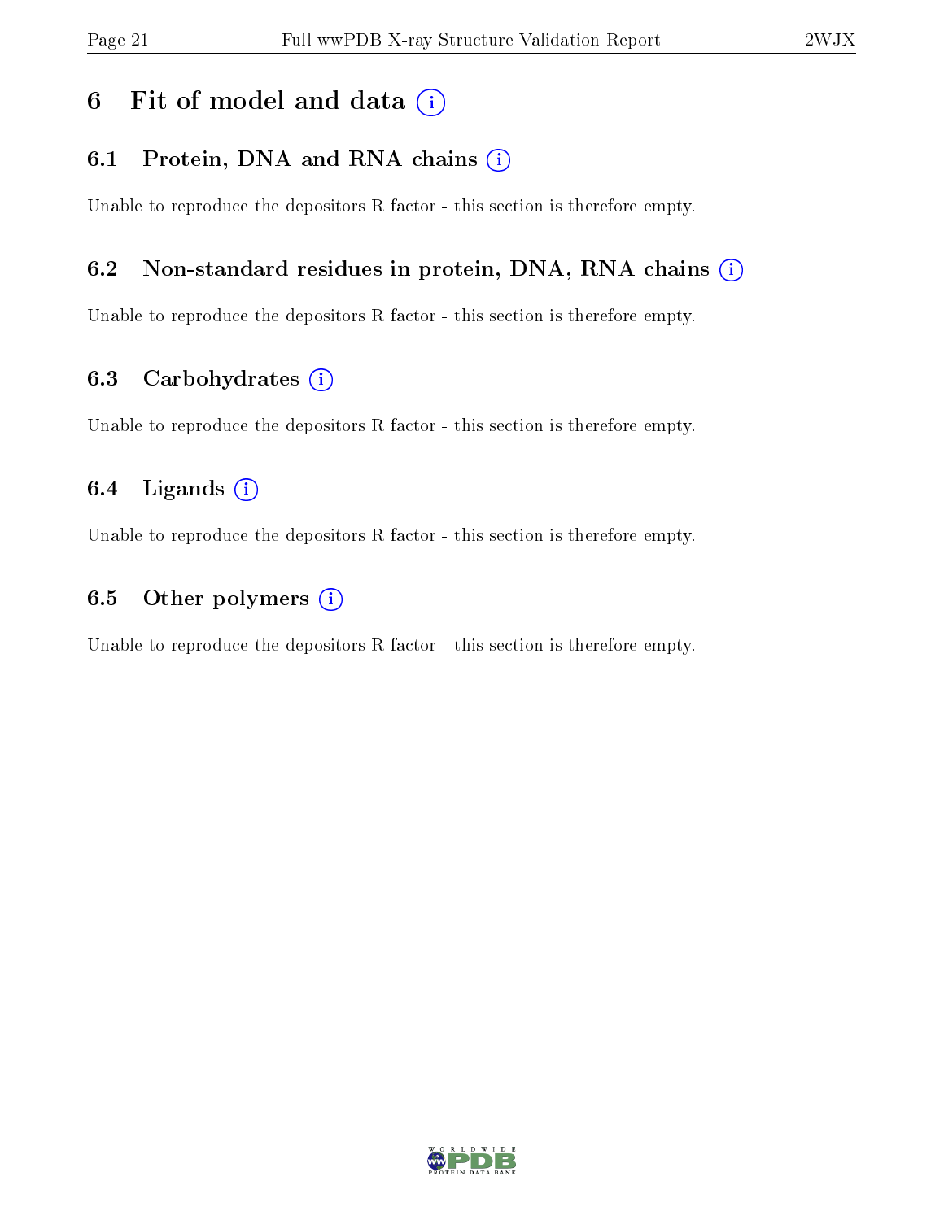# 6 Fit of model and data

## 6.1 Protein, DNA and RNA chains

Unable to reproduce the depositors R factor - this section is therefore empty.

## 6.2 Non-standard residues in protein, DNA, RNA chains

Unable to reproduce the depositors R factor - this section is therefore empty.

## 6.3 Carbohydrates

Unable to reproduce the depositors R factor - this section is therefore empty.

## 6.4 Ligands

Unable to reproduce the depositors R factor - this section is therefore empty.

## 6.5 Other polymers

Unable to reproduce the depositors R factor - this section is therefore empty.